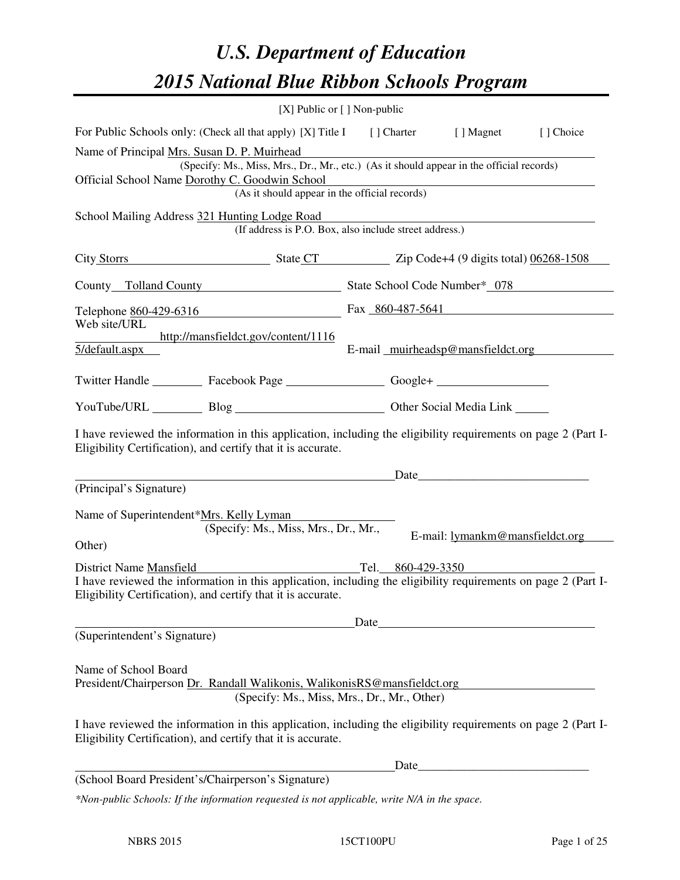# *U.S. Department of Education*

# *2015 National Blue Ribbon Schools Program*

[X] Public or [ ] Non-public

For Public Schools only: (Check all that apply) [X] Title I [ ] Charter [ ] Magnet [ ] Choice

Name of Principal Mrs. Susan D. P. Muirhead
(Specify: Ms., Miss, Mrs., Dr., Mr., etc.) (As it should appear in the official records)

Official School Name Dorothy C. Goodwin School
(As it should appear in the official records)

School Mailing Address 321 Hunting Lodge Road
(If address is P.O. Box, also include street address.)

City Storrs State CT Zip Code+4 (9 digits total) 06268-1508

County Tolland County State School Code Number* 078

Telephone 860-429-6316 Fax 860-487-5641

Web site/URL http://mansfieldct.gov/content/11165/default.aspx E-mail muirheadsp@mansfieldct.org

Twitter Handle ________ Facebook Page ________ Google+ ________

YouTube/URL ________ Blog ________ Other Social Media Link ________

I have reviewed the information in this application, including the eligibility requirements on page 2 (Part I-Eligibility Certification), and certify that it is accurate.

_______________________________________ Date____________________
(Principal's Signature)

Name of Superintendent*Mrs. Kelly Lyman
(Specify: Ms., Miss, Mrs., Dr., Mr., Other)
E-mail: lymankm@mansfieldct.org

District Name Mansfield Tel. 860-429-3350

I have reviewed the information in this application, including the eligibility requirements on page 2 (Part I-Eligibility Certification), and certify that it is accurate.

_______________________________________ Date____________________
(Superintendent's Signature)

Name of School Board
President/Chairperson Dr. Randall Walikonis, WalikonisRS@mansfieldct.org
(Specify: Ms., Miss, Mrs., Dr., Mr., Other)

I have reviewed the information in this application, including the eligibility requirements on page 2 (Part I-Eligibility Certification), and certify that it is accurate.

_______________________________________ Date____________________
(School Board President's/Chairperson's Signature)

*\*Non-public Schools: If the information requested is not applicable, write N/A in the space.*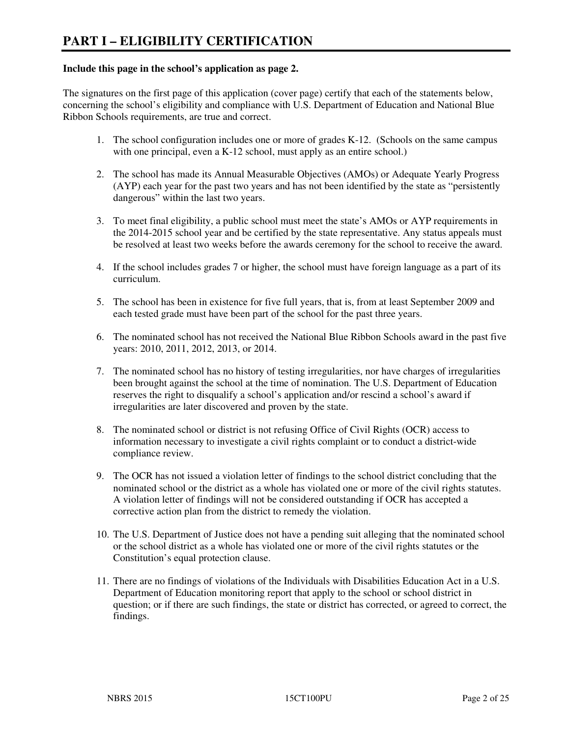# PART I – ELIGIBILITY CERTIFICATION

**Include this page in the school's application as page 2.**

The signatures on the first page of this application (cover page) certify that each of the statements below, concerning the school's eligibility and compliance with U.S. Department of Education and National Blue Ribbon Schools requirements, are true and correct.

1. The school configuration includes one or more of grades K-12. (Schools on the same campus with one principal, even a K-12 school, must apply as an entire school.)

2. The school has made its Annual Measurable Objectives (AMOs) or Adequate Yearly Progress (AYP) each year for the past two years and has not been identified by the state as "persistently dangerous" within the last two years.

3. To meet final eligibility, a public school must meet the state's AMOs or AYP requirements in the 2014-2015 school year and be certified by the state representative. Any status appeals must be resolved at least two weeks before the awards ceremony for the school to receive the award.

4. If the school includes grades 7 or higher, the school must have foreign language as a part of its curriculum.

5. The school has been in existence for five full years, that is, from at least September 2009 and each tested grade must have been part of the school for the past three years.

6. The nominated school has not received the National Blue Ribbon Schools award in the past five years: 2010, 2011, 2012, 2013, or 2014.

7. The nominated school has no history of testing irregularities, nor have charges of irregularities been brought against the school at the time of nomination. The U.S. Department of Education reserves the right to disqualify a school's application and/or rescind a school's award if irregularities are later discovered and proven by the state.

8. The nominated school or district is not refusing Office of Civil Rights (OCR) access to information necessary to investigate a civil rights complaint or to conduct a district-wide compliance review.

9. The OCR has not issued a violation letter of findings to the school district concluding that the nominated school or the district as a whole has violated one or more of the civil rights statutes. A violation letter of findings will not be considered outstanding if OCR has accepted a corrective action plan from the district to remedy the violation.

10. The U.S. Department of Justice does not have a pending suit alleging that the nominated school or the school district as a whole has violated one or more of the civil rights statutes or the Constitution's equal protection clause.

11. There are no findings of violations of the Individuals with Disabilities Education Act in a U.S. Department of Education monitoring report that apply to the school or school district in question; or if there are such findings, the state or district has corrected, or agreed to correct, the findings.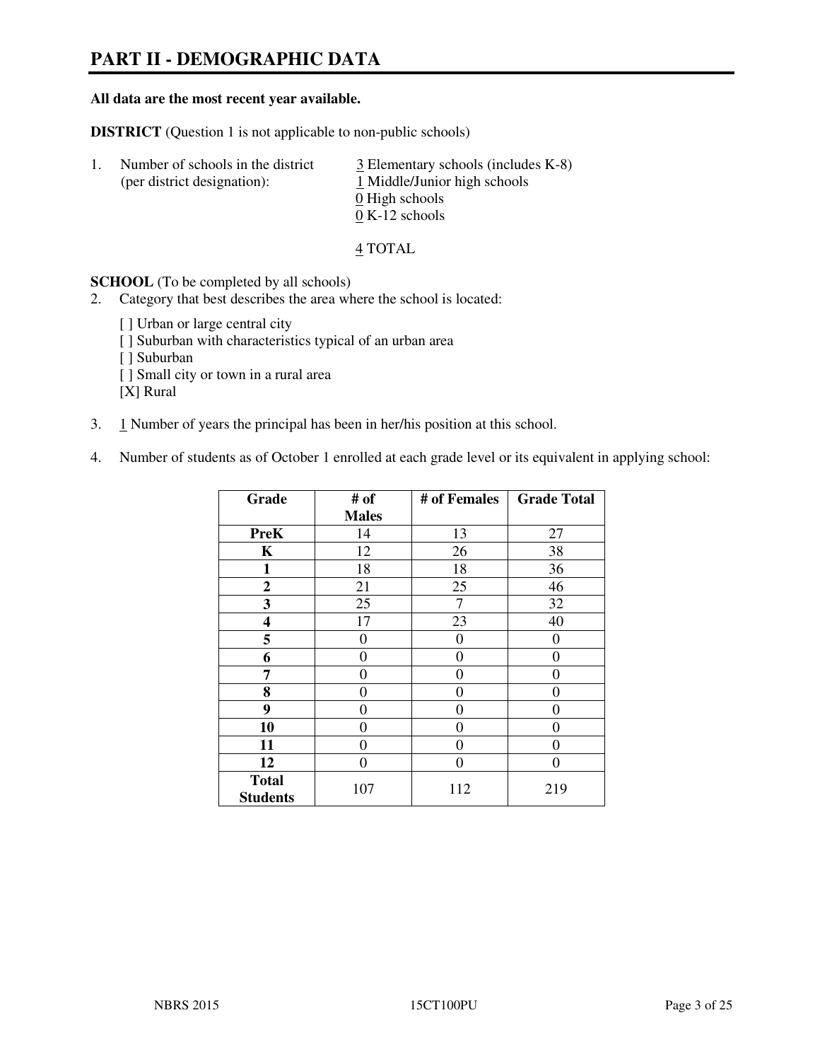# PART II - DEMOGRAPHIC DATA

**All data are the most recent year available.**

**DISTRICT** (Question 1 is not applicable to non-public schools)

1. Number of schools in the district (per district designation):
   - 3 Elementary schools (includes K-8)
   - 1 Middle/Junior high schools
   - 0 High schools
   - 0 K-12 schools

   4 TOTAL

**SCHOOL** (To be completed by all schools)

2. Category that best describes the area where the school is located:

   [ ] Urban or large central city
   [ ] Suburban with characteristics typical of an urban area
   [ ] Suburban
   [ ] Small city or town in a rural area
   [X] Rural

3. 1 Number of years the principal has been in her/his position at this school.

4. Number of students as of October 1 enrolled at each grade level or its equivalent in applying school:

| Grade | # of Males | # of Females | Grade Total |
|---|---|---|---|
| **PreK** | 14 | 13 | 27 |
| **K** | 12 | 26 | 38 |
| **1** | 18 | 18 | 36 |
| **2** | 21 | 25 | 46 |
| **3** | 25 | 7 | 32 |
| **4** | 17 | 23 | 40 |
| **5** | 0 | 0 | 0 |
| **6** | 0 | 0 | 0 |
| **7** | 0 | 0 | 0 |
| **8** | 0 | 0 | 0 |
| **9** | 0 | 0 | 0 |
| **10** | 0 | 0 | 0 |
| **11** | 0 | 0 | 0 |
| **12** | 0 | 0 | 0 |
| **Total Students** | 107 | 112 | 219 |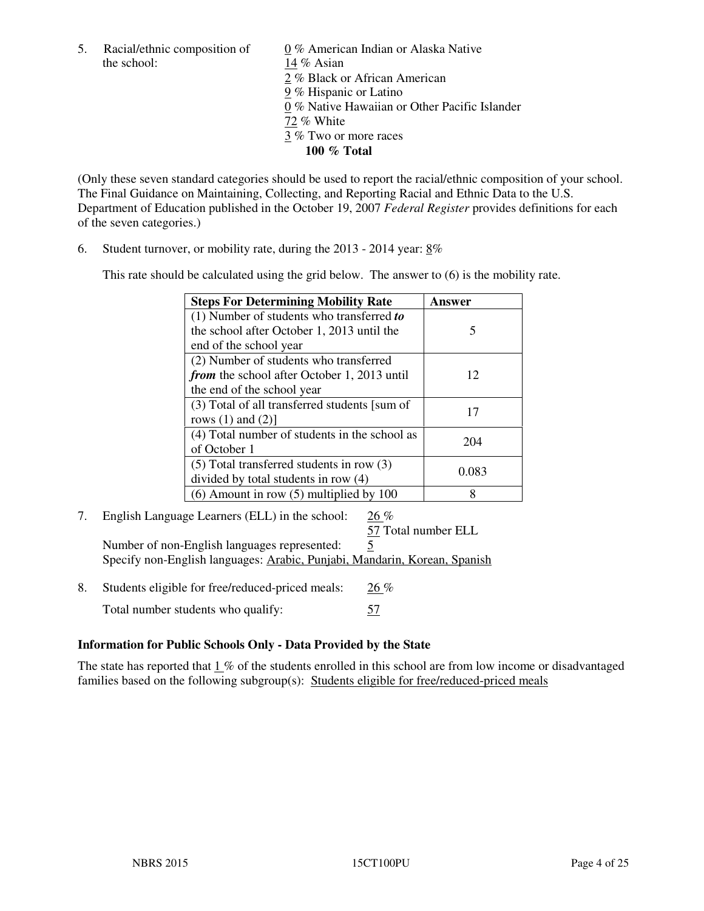5. Racial/ethnic composition of the school:

0 % American Indian or Alaska Native
14 % Asian
2 % Black or African American
9 % Hispanic or Latino
0 % Native Hawaiian or Other Pacific Islander
72 % White
3 % Two or more races
**100 % Total**

(Only these seven standard categories should be used to report the racial/ethnic composition of your school. The Final Guidance on Maintaining, Collecting, and Reporting Racial and Ethnic Data to the U.S. Department of Education published in the October 19, 2007 *Federal Register* provides definitions for each of the seven categories.)

6. Student turnover, or mobility rate, during the 2013 - 2014 year: 8%

This rate should be calculated using the grid below. The answer to (6) is the mobility rate.

| **Steps For Determining Mobility Rate** | **Answer** |
|---|---|
| (1) Number of students who transferred ***to*** the school after October 1, 2013 until the end of the school year | 5 |
| (2) Number of students who transferred ***from*** the school after October 1, 2013 until the end of the school year | 12 |
| (3) Total of all transferred students [sum of rows (1) and (2)] | 17 |
| (4) Total number of students in the school as of October 1 | 204 |
| (5) Total transferred students in row (3) divided by total students in row (4) | 0.083 |
| (6) Amount in row (5) multiplied by 100 | 8 |

7. English Language Learners (ELL) in the school: 26 %
57 Total number ELL
Number of non-English languages represented: 5
Specify non-English languages: Arabic, Punjabi, Mandarin, Korean, Spanish

8. Students eligible for free/reduced-priced meals: 26 %
Total number students who qualify: 57

### Information for Public Schools Only - Data Provided by the State

The state has reported that 1 % of the students enrolled in this school are from low income or disadvantaged families based on the following subgroup(s): Students eligible for free/reduced-priced meals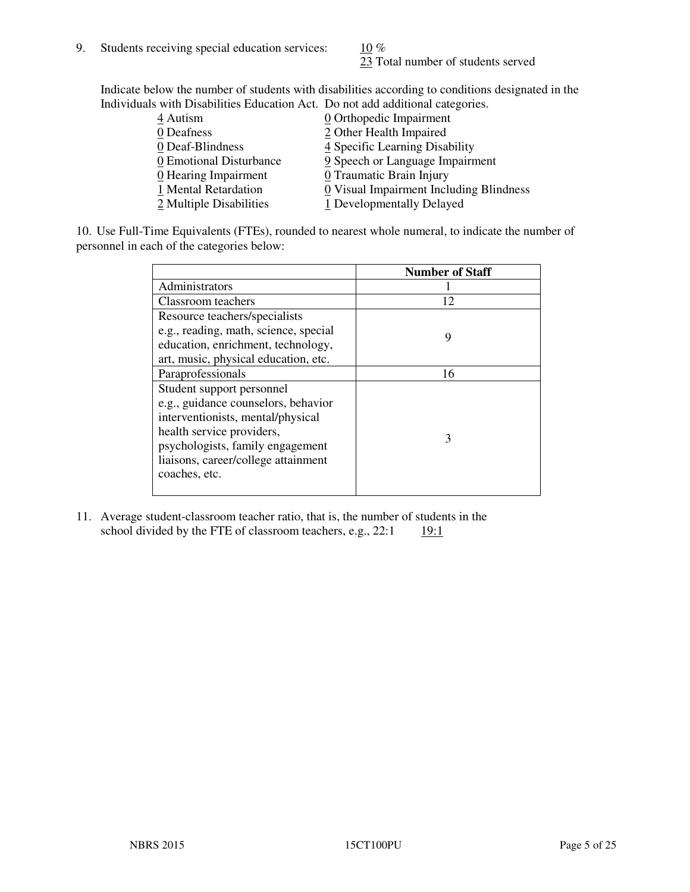9. Students receiving special education services: 10 %
   23 Total number of students served

Indicate below the number of students with disabilities according to conditions designated in the Individuals with Disabilities Education Act. Do not add additional categories.

| | |
|---|---|
| 4 Autism | 0 Orthopedic Impairment |
| 0 Deafness | 2 Other Health Impaired |
| 0 Deaf-Blindness | 4 Specific Learning Disability |
| 0 Emotional Disturbance | 9 Speech or Language Impairment |
| 0 Hearing Impairment | 0 Traumatic Brain Injury |
| 1 Mental Retardation | 0 Visual Impairment Including Blindness |
| 2 Multiple Disabilities | 1 Developmentally Delayed |

10. Use Full-Time Equivalents (FTEs), rounded to nearest whole numeral, to indicate the number of personnel in each of the categories below:

| | Number of Staff |
|---|---|
| Administrators | 1 |
| Classroom teachers | 12 |
| Resource teachers/specialists e.g., reading, math, science, special education, enrichment, technology, art, music, physical education, etc. | 9 |
| Paraprofessionals | 16 |
| Student support personnel e.g., guidance counselors, behavior interventionists, mental/physical health service providers, psychologists, family engagement liaisons, career/college attainment coaches, etc. | 3 |

11. Average student-classroom teacher ratio, that is, the number of students in the school divided by the FTE of classroom teachers, e.g., 22:1 19:1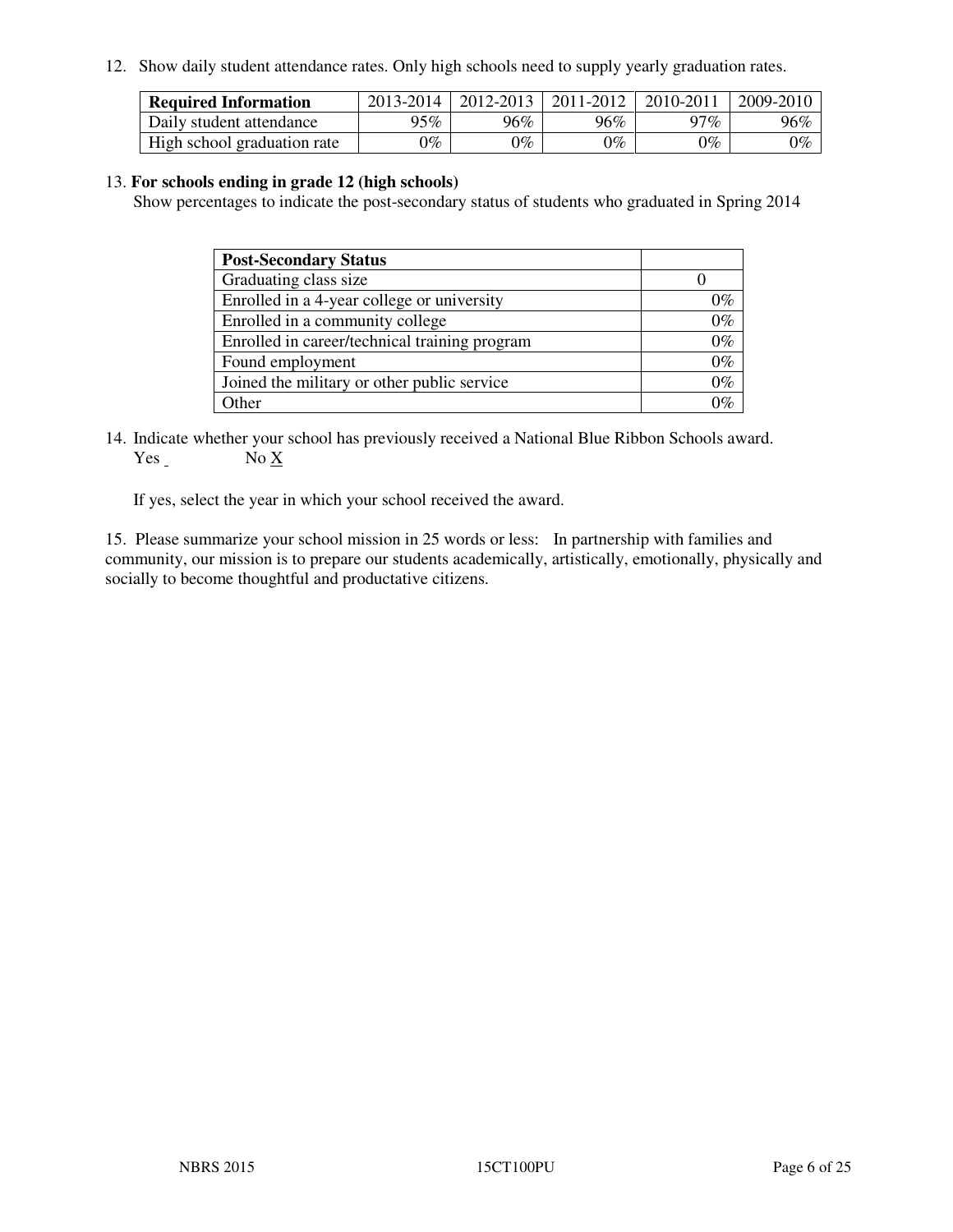12. Show daily student attendance rates. Only high schools need to supply yearly graduation rates.

| **Required Information** | 2013-2014 | 2012-2013 | 2011-2012 | 2010-2011 | 2009-2010 |
|---|---|---|---|---|---|
| Daily student attendance | 95% | 96% | 96% | 97% | 96% |
| High school graduation rate | 0% | 0% | 0% | 0% | 0% |

13. **For schools ending in grade 12 (high schools)**

Show percentages to indicate the post-secondary status of students who graduated in Spring 2014

| **Post-Secondary Status** | |
|---|---|
| Graduating class size | 0 |
| Enrolled in a 4-year college or university | 0% |
| Enrolled in a community college | 0% |
| Enrolled in career/technical training program | 0% |
| Found employment | 0% |
| Joined the military or other public service | 0% |
| Other | 0% |

14. Indicate whether your school has previously received a National Blue Ribbon Schools award.
Yes _ No X

If yes, select the year in which your school received the award.

15. Please summarize your school mission in 25 words or less: In partnership with families and community, our mission is to prepare our students academically, artistically, emotionally, physically and socially to become thoughtful and productative citizens.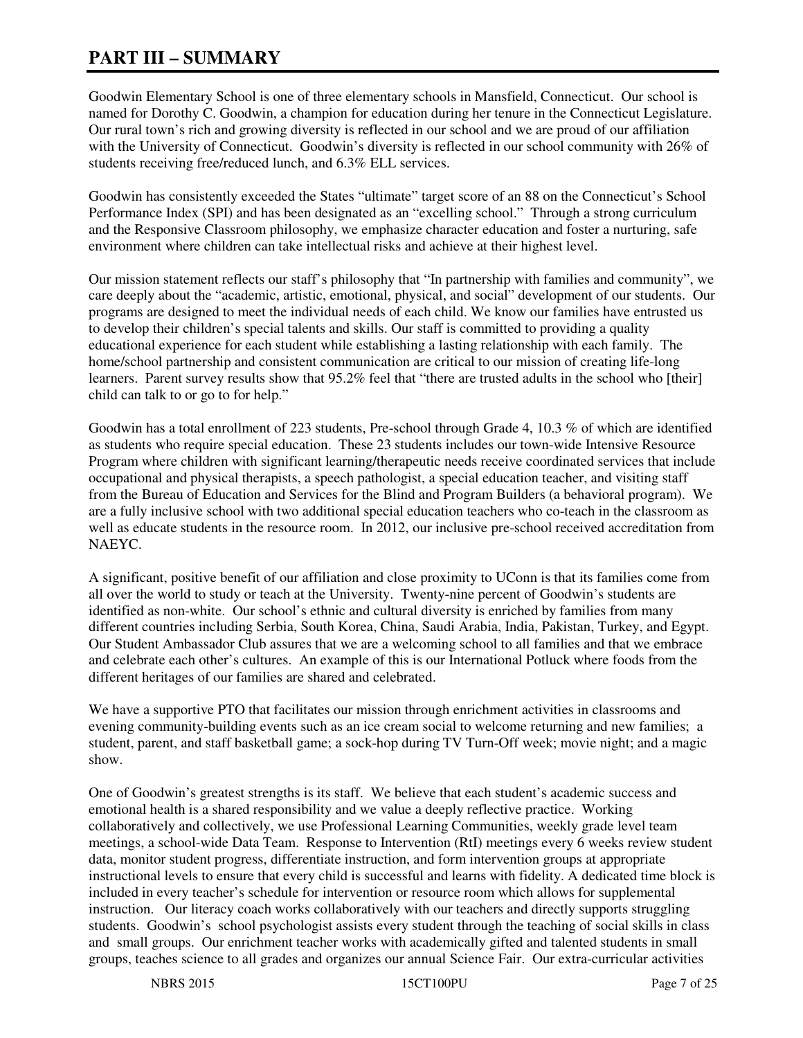# PART III – SUMMARY

Goodwin Elementary School is one of three elementary schools in Mansfield, Connecticut. Our school is named for Dorothy C. Goodwin, a champion for education during her tenure in the Connecticut Legislature. Our rural town's rich and growing diversity is reflected in our school and we are proud of our affiliation with the University of Connecticut. Goodwin's diversity is reflected in our school community with 26% of students receiving free/reduced lunch, and 6.3% ELL services.

Goodwin has consistently exceeded the States "ultimate" target score of an 88 on the Connecticut's School Performance Index (SPI) and has been designated as an "excelling school." Through a strong curriculum and the Responsive Classroom philosophy, we emphasize character education and foster a nurturing, safe environment where children can take intellectual risks and achieve at their highest level.

Our mission statement reflects our staff's philosophy that "In partnership with families and community", we care deeply about the "academic, artistic, emotional, physical, and social" development of our students. Our programs are designed to meet the individual needs of each child. We know our families have entrusted us to develop their children's special talents and skills. Our staff is committed to providing a quality educational experience for each student while establishing a lasting relationship with each family. The home/school partnership and consistent communication are critical to our mission of creating life-long learners. Parent survey results show that 95.2% feel that "there are trusted adults in the school who [their] child can talk to or go to for help."

Goodwin has a total enrollment of 223 students, Pre-school through Grade 4, 10.3 % of which are identified as students who require special education. These 23 students includes our town-wide Intensive Resource Program where children with significant learning/therapeutic needs receive coordinated services that include occupational and physical therapists, a speech pathologist, a special education teacher, and visiting staff from the Bureau of Education and Services for the Blind and Program Builders (a behavioral program). We are a fully inclusive school with two additional special education teachers who co-teach in the classroom as well as educate students in the resource room. In 2012, our inclusive pre-school received accreditation from NAEYC.

A significant, positive benefit of our affiliation and close proximity to UConn is that its families come from all over the world to study or teach at the University. Twenty-nine percent of Goodwin's students are identified as non-white. Our school's ethnic and cultural diversity is enriched by families from many different countries including Serbia, South Korea, China, Saudi Arabia, India, Pakistan, Turkey, and Egypt. Our Student Ambassador Club assures that we are a welcoming school to all families and that we embrace and celebrate each other's cultures. An example of this is our International Potluck where foods from the different heritages of our families are shared and celebrated.

We have a supportive PTO that facilitates our mission through enrichment activities in classrooms and evening community-building events such as an ice cream social to welcome returning and new families; a student, parent, and staff basketball game; a sock-hop during TV Turn-Off week; movie night; and a magic show.

One of Goodwin's greatest strengths is its staff. We believe that each student's academic success and emotional health is a shared responsibility and we value a deeply reflective practice. Working collaboratively and collectively, we use Professional Learning Communities, weekly grade level team meetings, a school-wide Data Team. Response to Intervention (RtI) meetings every 6 weeks review student data, monitor student progress, differentiate instruction, and form intervention groups at appropriate instructional levels to ensure that every child is successful and learns with fidelity. A dedicated time block is included in every teacher's schedule for intervention or resource room which allows for supplemental instruction. Our literacy coach works collaboratively with our teachers and directly supports struggling students. Goodwin's school psychologist assists every student through the teaching of social skills in class and small groups. Our enrichment teacher works with academically gifted and talented students in small groups, teaches science to all grades and organizes our annual Science Fair. Our extra-curricular activities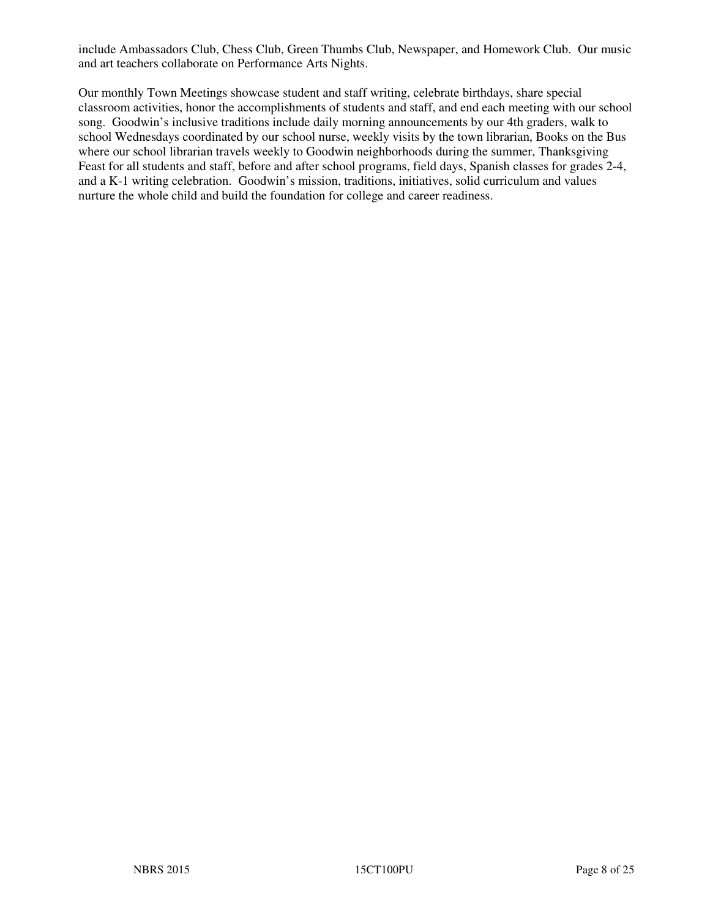include Ambassadors Club, Chess Club, Green Thumbs Club, Newspaper, and Homework Club. Our music and art teachers collaborate on Performance Arts Nights.

Our monthly Town Meetings showcase student and staff writing, celebrate birthdays, share special classroom activities, honor the accomplishments of students and staff, and end each meeting with our school song. Goodwin's inclusive traditions include daily morning announcements by our 4th graders, walk to school Wednesdays coordinated by our school nurse, weekly visits by the town librarian, Books on the Bus where our school librarian travels weekly to Goodwin neighborhoods during the summer, Thanksgiving Feast for all students and staff, before and after school programs, field days, Spanish classes for grades 2-4, and a K-1 writing celebration. Goodwin's mission, traditions, initiatives, solid curriculum and values nurture the whole child and build the foundation for college and career readiness.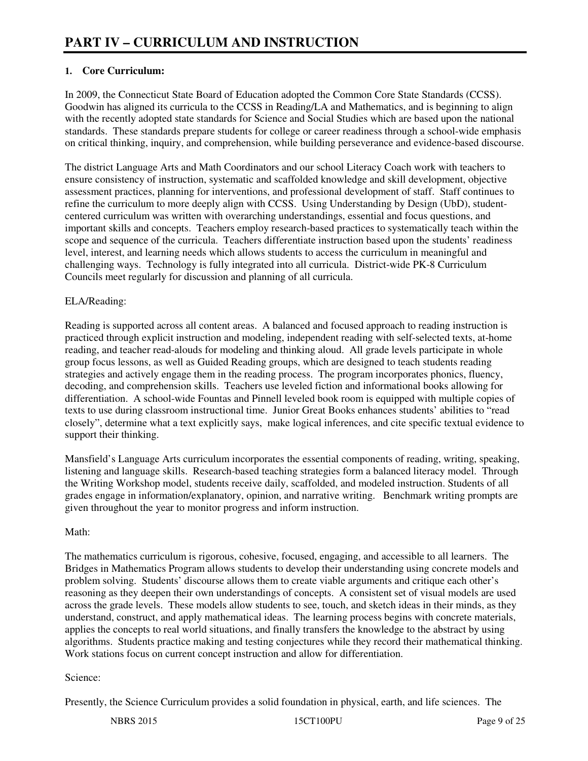# PART IV – CURRICULUM AND INSTRUCTION

**1. Core Curriculum:**

In 2009, the Connecticut State Board of Education adopted the Common Core State Standards (CCSS). Goodwin has aligned its curricula to the CCSS in Reading/LA and Mathematics, and is beginning to align with the recently adopted state standards for Science and Social Studies which are based upon the national standards. These standards prepare students for college or career readiness through a school-wide emphasis on critical thinking, inquiry, and comprehension, while building perseverance and evidence-based discourse.

The district Language Arts and Math Coordinators and our school Literacy Coach work with teachers to ensure consistency of instruction, systematic and scaffolded knowledge and skill development, objective assessment practices, planning for interventions, and professional development of staff. Staff continues to refine the curriculum to more deeply align with CCSS. Using Understanding by Design (UbD), student-centered curriculum was written with overarching understandings, essential and focus questions, and important skills and concepts. Teachers employ research-based practices to systematically teach within the scope and sequence of the curricula. Teachers differentiate instruction based upon the students' readiness level, interest, and learning needs which allows students to access the curriculum in meaningful and challenging ways. Technology is fully integrated into all curricula. District-wide PK-8 Curriculum Councils meet regularly for discussion and planning of all curricula.

ELA/Reading:

Reading is supported across all content areas. A balanced and focused approach to reading instruction is practiced through explicit instruction and modeling, independent reading with self-selected texts, at-home reading, and teacher read-alouds for modeling and thinking aloud. All grade levels participate in whole group focus lessons, as well as Guided Reading groups, which are designed to teach students reading strategies and actively engage them in the reading process. The program incorporates phonics, fluency, decoding, and comprehension skills. Teachers use leveled fiction and informational books allowing for differentiation. A school-wide Fountas and Pinnell leveled book room is equipped with multiple copies of texts to use during classroom instructional time. Junior Great Books enhances students' abilities to "read closely", determine what a text explicitly says, make logical inferences, and cite specific textual evidence to support their thinking.

Mansfield's Language Arts curriculum incorporates the essential components of reading, writing, speaking, listening and language skills. Research-based teaching strategies form a balanced literacy model. Through the Writing Workshop model, students receive daily, scaffolded, and modeled instruction. Students of all grades engage in information/explanatory, opinion, and narrative writing. Benchmark writing prompts are given throughout the year to monitor progress and inform instruction.

Math:

The mathematics curriculum is rigorous, cohesive, focused, engaging, and accessible to all learners. The Bridges in Mathematics Program allows students to develop their understanding using concrete models and problem solving. Students' discourse allows them to create viable arguments and critique each other's reasoning as they deepen their own understandings of concepts. A consistent set of visual models are used across the grade levels. These models allow students to see, touch, and sketch ideas in their minds, as they understand, construct, and apply mathematical ideas. The learning process begins with concrete materials, applies the concepts to real world situations, and finally transfers the knowledge to the abstract by using algorithms. Students practice making and testing conjectures while they record their mathematical thinking. Work stations focus on current concept instruction and allow for differentiation.

Science:

Presently, the Science Curriculum provides a solid foundation in physical, earth, and life sciences. The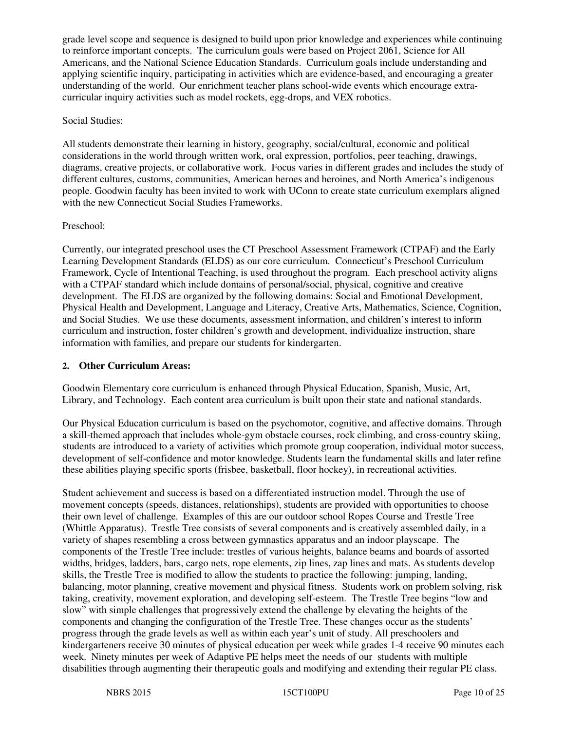grade level scope and sequence is designed to build upon prior knowledge and experiences while continuing to reinforce important concepts. The curriculum goals were based on Project 2061, Science for All Americans, and the National Science Education Standards. Curriculum goals include understanding and applying scientific inquiry, participating in activities which are evidence-based, and encouraging a greater understanding of the world. Our enrichment teacher plans school-wide events which encourage extra-curricular inquiry activities such as model rockets, egg-drops, and VEX robotics.

Social Studies:

All students demonstrate their learning in history, geography, social/cultural, economic and political considerations in the world through written work, oral expression, portfolios, peer teaching, drawings, diagrams, creative projects, or collaborative work. Focus varies in different grades and includes the study of different cultures, customs, communities, American heroes and heroines, and North America's indigenous people. Goodwin faculty has been invited to work with UConn to create state curriculum exemplars aligned with the new Connecticut Social Studies Frameworks.

Preschool:

Currently, our integrated preschool uses the CT Preschool Assessment Framework (CTPAF) and the Early Learning Development Standards (ELDS) as our core curriculum. Connecticut's Preschool Curriculum Framework, Cycle of Intentional Teaching, is used throughout the program. Each preschool activity aligns with a CTPAF standard which include domains of personal/social, physical, cognitive and creative development. The ELDS are organized by the following domains: Social and Emotional Development, Physical Health and Development, Language and Literacy, Creative Arts, Mathematics, Science, Cognition, and Social Studies. We use these documents, assessment information, and children's interest to inform curriculum and instruction, foster children's growth and development, individualize instruction, share information with families, and prepare our students for kindergarten.

**2. Other Curriculum Areas:**

Goodwin Elementary core curriculum is enhanced through Physical Education, Spanish, Music, Art, Library, and Technology. Each content area curriculum is built upon their state and national standards.

Our Physical Education curriculum is based on the psychomotor, cognitive, and affective domains. Through a skill-themed approach that includes whole-gym obstacle courses, rock climbing, and cross-country skiing, students are introduced to a variety of activities which promote group cooperation, individual motor success, development of self-confidence and motor knowledge. Students learn the fundamental skills and later refine these abilities playing specific sports (frisbee, basketball, floor hockey), in recreational activities.

Student achievement and success is based on a differentiated instruction model. Through the use of movement concepts (speeds, distances, relationships), students are provided with opportunities to choose their own level of challenge. Examples of this are our outdoor school Ropes Course and Trestle Tree (Whittle Apparatus). Trestle Tree consists of several components and is creatively assembled daily, in a variety of shapes resembling a cross between gymnastics apparatus and an indoor playscape. The components of the Trestle Tree include: trestles of various heights, balance beams and boards of assorted widths, bridges, ladders, bars, cargo nets, rope elements, zip lines, zap lines and mats. As students develop skills, the Trestle Tree is modified to allow the students to practice the following: jumping, landing, balancing, motor planning, creative movement and physical fitness. Students work on problem solving, risk taking, creativity, movement exploration, and developing self-esteem. The Trestle Tree begins "low and slow" with simple challenges that progressively extend the challenge by elevating the heights of the components and changing the configuration of the Trestle Tree. These changes occur as the students' progress through the grade levels as well as within each year's unit of study. All preschoolers and kindergarteners receive 30 minutes of physical education per week while grades 1-4 receive 90 minutes each week. Ninety minutes per week of Adaptive PE helps meet the needs of our students with multiple disabilities through augmenting their therapeutic goals and modifying and extending their regular PE class.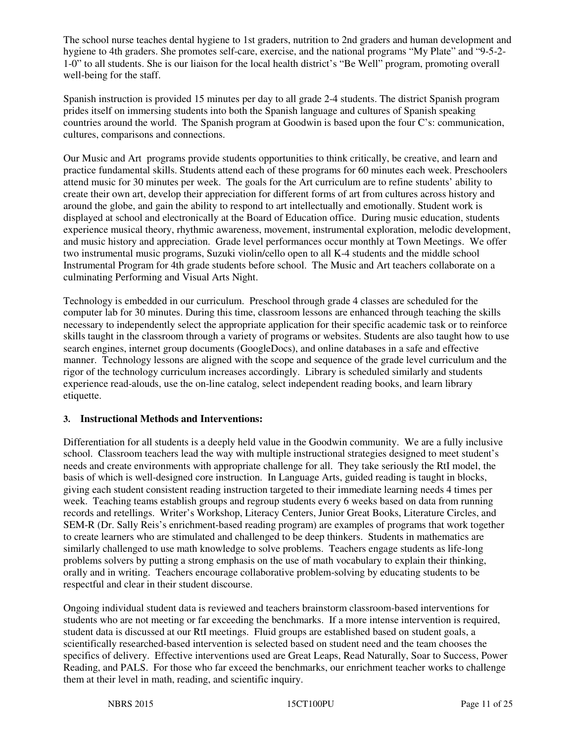The school nurse teaches dental hygiene to 1st graders, nutrition to 2nd graders and human development and hygiene to 4th graders. She promotes self-care, exercise, and the national programs "My Plate" and "9-5-2-1-0" to all students. She is our liaison for the local health district's "Be Well" program, promoting overall well-being for the staff.

Spanish instruction is provided 15 minutes per day to all grade 2-4 students. The district Spanish program prides itself on immersing students into both the Spanish language and cultures of Spanish speaking countries around the world. The Spanish program at Goodwin is based upon the four C's: communication, cultures, comparisons and connections.

Our Music and Art programs provide students opportunities to think critically, be creative, and learn and practice fundamental skills. Students attend each of these programs for 60 minutes each week. Preschoolers attend music for 30 minutes per week. The goals for the Art curriculum are to refine students' ability to create their own art, develop their appreciation for different forms of art from cultures across history and around the globe, and gain the ability to respond to art intellectually and emotionally. Student work is displayed at school and electronically at the Board of Education office. During music education, students experience musical theory, rhythmic awareness, movement, instrumental exploration, melodic development, and music history and appreciation. Grade level performances occur monthly at Town Meetings. We offer two instrumental music programs, Suzuki violin/cello open to all K-4 students and the middle school Instrumental Program for 4th grade students before school. The Music and Art teachers collaborate on a culminating Performing and Visual Arts Night.

Technology is embedded in our curriculum. Preschool through grade 4 classes are scheduled for the computer lab for 30 minutes. During this time, classroom lessons are enhanced through teaching the skills necessary to independently select the appropriate application for their specific academic task or to reinforce skills taught in the classroom through a variety of programs or websites. Students are also taught how to use search engines, internet group documents (GoogleDocs), and online databases in a safe and effective manner. Technology lessons are aligned with the scope and sequence of the grade level curriculum and the rigor of the technology curriculum increases accordingly. Library is scheduled similarly and students experience read-alouds, use the on-line catalog, select independent reading books, and learn library etiquette.

**3. Instructional Methods and Interventions:**

Differentiation for all students is a deeply held value in the Goodwin community. We are a fully inclusive school. Classroom teachers lead the way with multiple instructional strategies designed to meet student's needs and create environments with appropriate challenge for all. They take seriously the RtI model, the basis of which is well-designed core instruction. In Language Arts, guided reading is taught in blocks, giving each student consistent reading instruction targeted to their immediate learning needs 4 times per week. Teaching teams establish groups and regroup students every 6 weeks based on data from running records and retellings. Writer's Workshop, Literacy Centers, Junior Great Books, Literature Circles, and SEM-R (Dr. Sally Reis's enrichment-based reading program) are examples of programs that work together to create learners who are stimulated and challenged to be deep thinkers. Students in mathematics are similarly challenged to use math knowledge to solve problems. Teachers engage students as life-long problems solvers by putting a strong emphasis on the use of math vocabulary to explain their thinking, orally and in writing. Teachers encourage collaborative problem-solving by educating students to be respectful and clear in their student discourse.

Ongoing individual student data is reviewed and teachers brainstorm classroom-based interventions for students who are not meeting or far exceeding the benchmarks. If a more intense intervention is required, student data is discussed at our RtI meetings. Fluid groups are established based on student goals, a scientifically researched-based intervention is selected based on student need and the team chooses the specifics of delivery. Effective interventions used are Great Leaps, Read Naturally, Soar to Success, Power Reading, and PALS. For those who far exceed the benchmarks, our enrichment teacher works to challenge them at their level in math, reading, and scientific inquiry.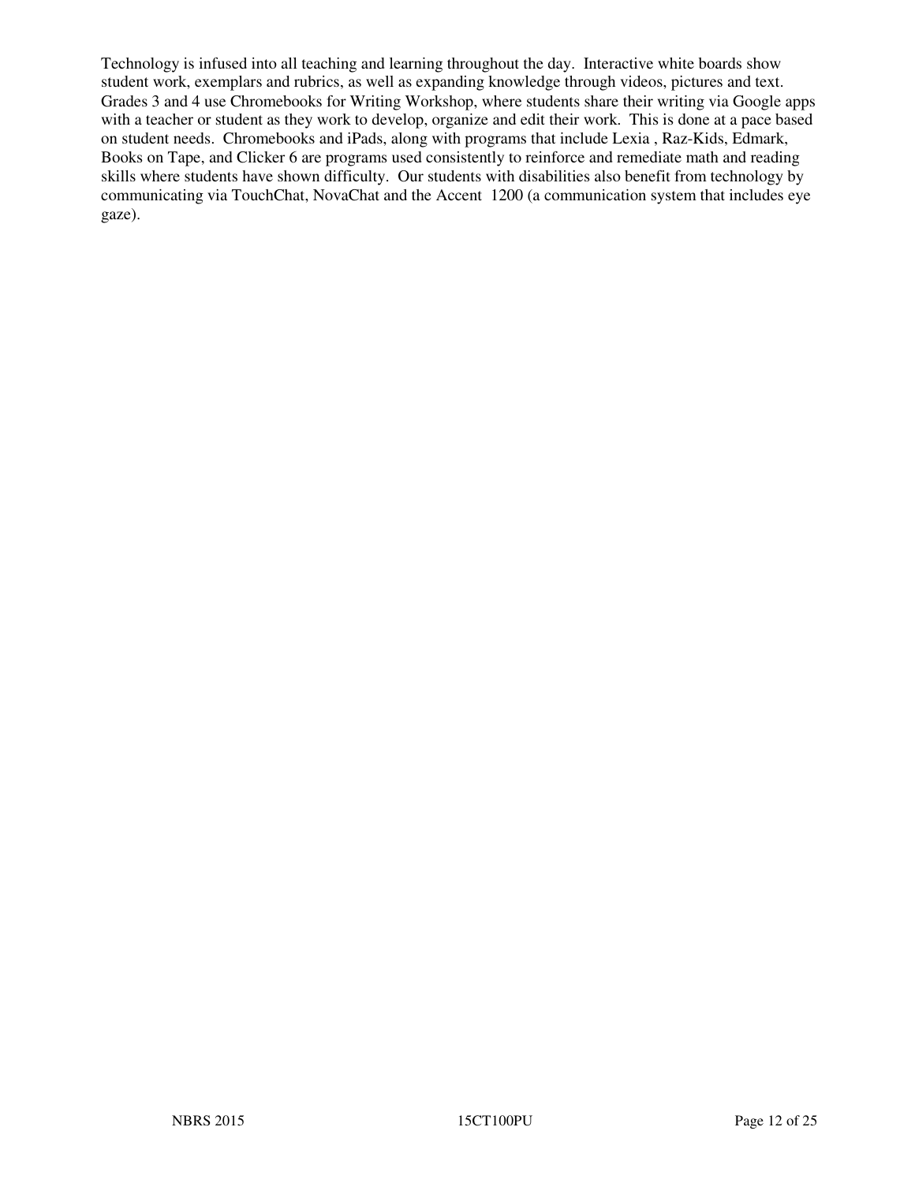Technology is infused into all teaching and learning throughout the day. Interactive white boards show student work, exemplars and rubrics, as well as expanding knowledge through videos, pictures and text. Grades 3 and 4 use Chromebooks for Writing Workshop, where students share their writing via Google apps with a teacher or student as they work to develop, organize and edit their work. This is done at a pace based on student needs. Chromebooks and iPads, along with programs that include Lexia , Raz-Kids, Edmark, Books on Tape, and Clicker 6 are programs used consistently to reinforce and remediate math and reading skills where students have shown difficulty. Our students with disabilities also benefit from technology by communicating via TouchChat, NovaChat and the Accent 1200 (a communication system that includes eye gaze).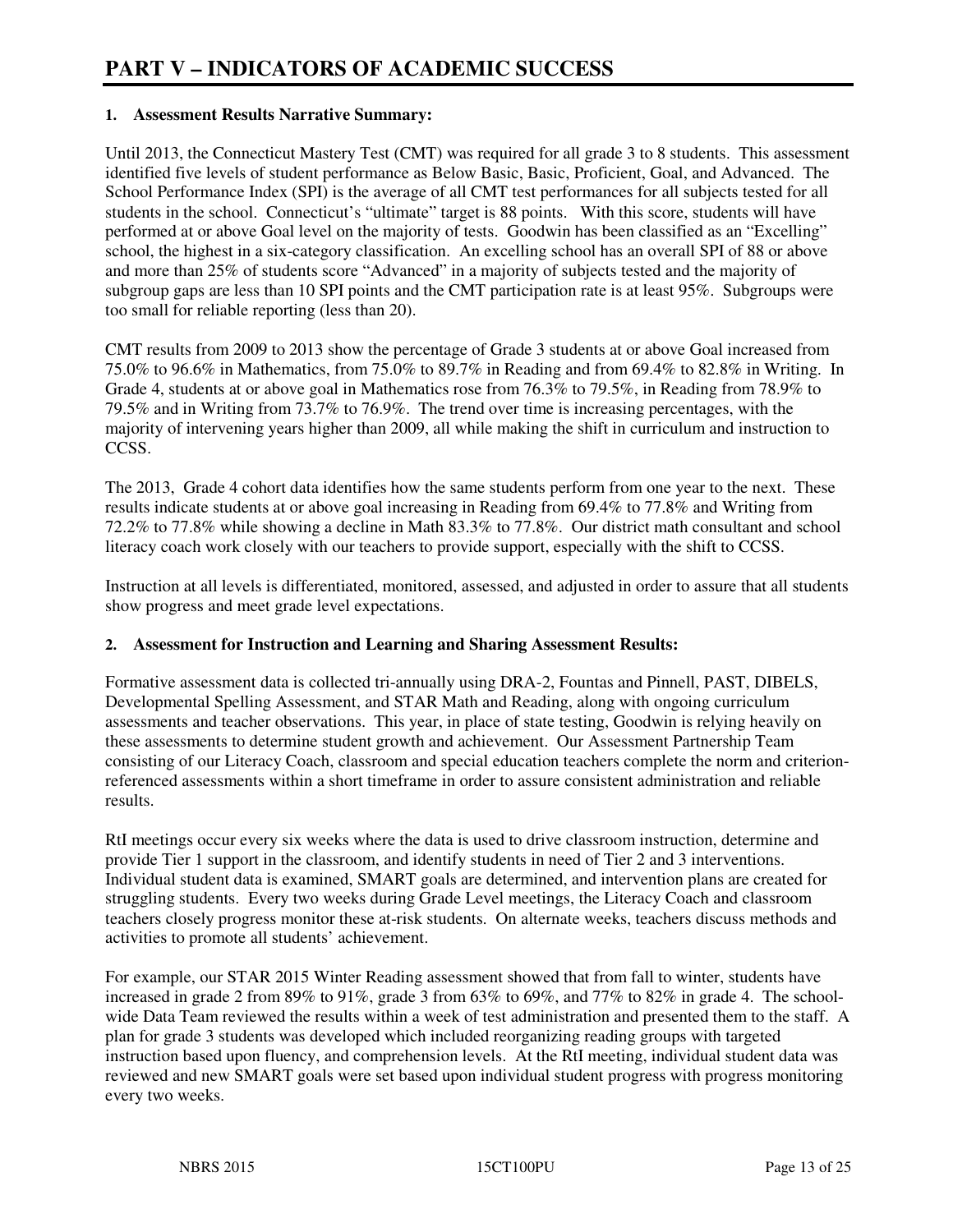# PART V – INDICATORS OF ACADEMIC SUCCESS

## 1. Assessment Results Narrative Summary:

Until 2013, the Connecticut Mastery Test (CMT) was required for all grade 3 to 8 students. This assessment identified five levels of student performance as Below Basic, Basic, Proficient, Goal, and Advanced. The School Performance Index (SPI) is the average of all CMT test performances for all subjects tested for all students in the school. Connecticut's "ultimate" target is 88 points. With this score, students will have performed at or above Goal level on the majority of tests. Goodwin has been classified as an "Excelling" school, the highest in a six-category classification. An excelling school has an overall SPI of 88 or above and more than 25% of students score "Advanced" in a majority of subjects tested and the majority of subgroup gaps are less than 10 SPI points and the CMT participation rate is at least 95%. Subgroups were too small for reliable reporting (less than 20).

CMT results from 2009 to 2013 show the percentage of Grade 3 students at or above Goal increased from 75.0% to 96.6% in Mathematics, from 75.0% to 89.7% in Reading and from 69.4% to 82.8% in Writing. In Grade 4, students at or above goal in Mathematics rose from 76.3% to 79.5%, in Reading from 78.9% to 79.5% and in Writing from 73.7% to 76.9%. The trend over time is increasing percentages, with the majority of intervening years higher than 2009, all while making the shift in curriculum and instruction to CCSS.

The 2013, Grade 4 cohort data identifies how the same students perform from one year to the next. These results indicate students at or above goal increasing in Reading from 69.4% to 77.8% and Writing from 72.2% to 77.8% while showing a decline in Math 83.3% to 77.8%. Our district math consultant and school literacy coach work closely with our teachers to provide support, especially with the shift to CCSS.

Instruction at all levels is differentiated, monitored, assessed, and adjusted in order to assure that all students show progress and meet grade level expectations.

## 2. Assessment for Instruction and Learning and Sharing Assessment Results:

Formative assessment data is collected tri-annually using DRA-2, Fountas and Pinnell, PAST, DIBELS, Developmental Spelling Assessment, and STAR Math and Reading, along with ongoing curriculum assessments and teacher observations. This year, in place of state testing, Goodwin is relying heavily on these assessments to determine student growth and achievement. Our Assessment Partnership Team consisting of our Literacy Coach, classroom and special education teachers complete the norm and criterion-referenced assessments within a short timeframe in order to assure consistent administration and reliable results.

RtI meetings occur every six weeks where the data is used to drive classroom instruction, determine and provide Tier 1 support in the classroom, and identify students in need of Tier 2 and 3 interventions. Individual student data is examined, SMART goals are determined, and intervention plans are created for struggling students. Every two weeks during Grade Level meetings, the Literacy Coach and classroom teachers closely progress monitor these at-risk students. On alternate weeks, teachers discuss methods and activities to promote all students' achievement.

For example, our STAR 2015 Winter Reading assessment showed that from fall to winter, students have increased in grade 2 from 89% to 91%, grade 3 from 63% to 69%, and 77% to 82% in grade 4. The school-wide Data Team reviewed the results within a week of test administration and presented them to the staff. A plan for grade 3 students was developed which included reorganizing reading groups with targeted instruction based upon fluency, and comprehension levels. At the RtI meeting, individual student data was reviewed and new SMART goals were set based upon individual student progress with progress monitoring every two weeks.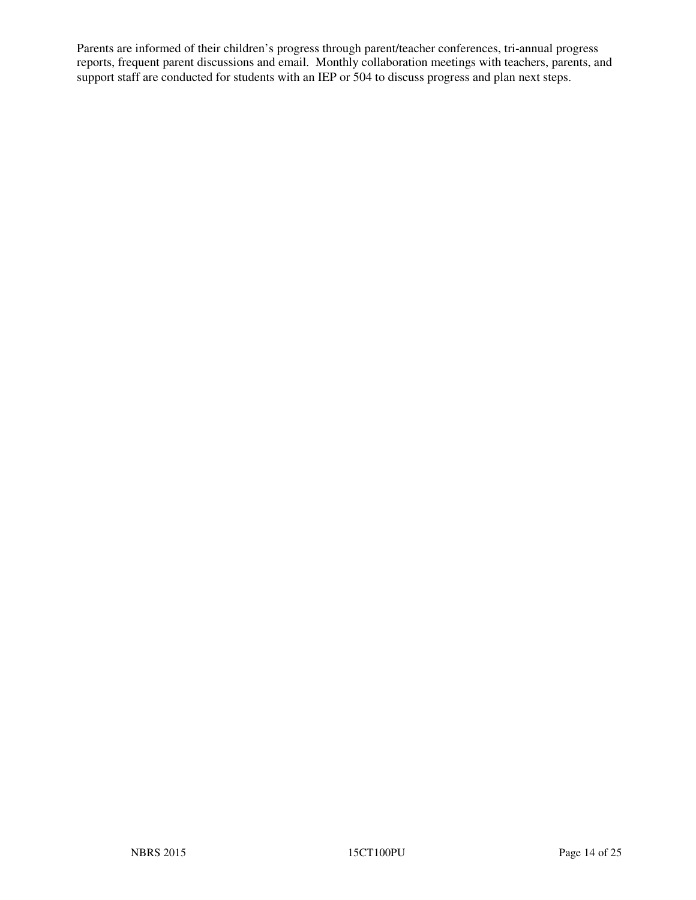Parents are informed of their children's progress through parent/teacher conferences, tri-annual progress reports, frequent parent discussions and email. Monthly collaboration meetings with teachers, parents, and support staff are conducted for students with an IEP or 504 to discuss progress and plan next steps.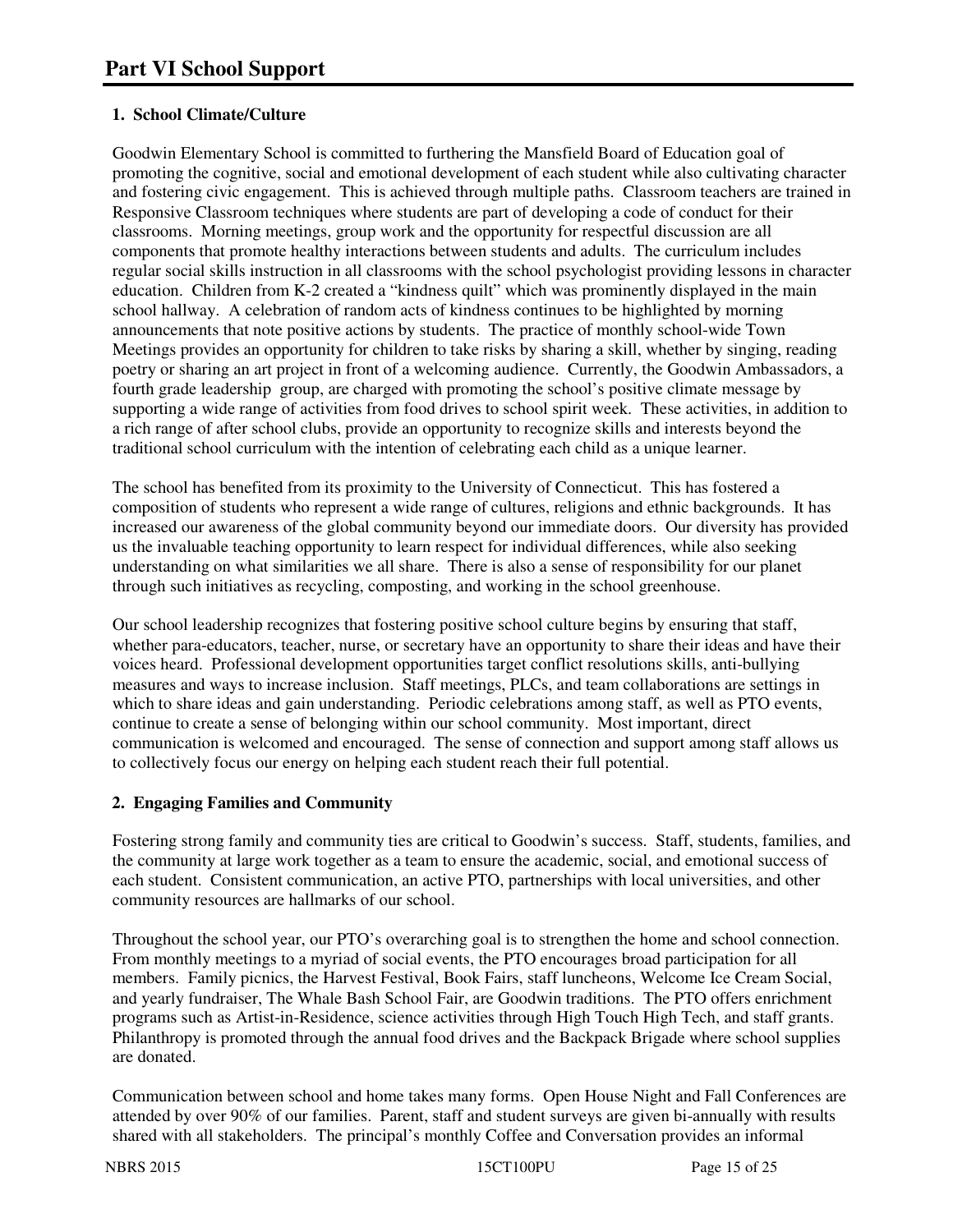# Part VI School Support

**1. School Climate/Culture**

Goodwin Elementary School is committed to furthering the Mansfield Board of Education goal of promoting the cognitive, social and emotional development of each student while also cultivating character and fostering civic engagement. This is achieved through multiple paths. Classroom teachers are trained in Responsive Classroom techniques where students are part of developing a code of conduct for their classrooms. Morning meetings, group work and the opportunity for respectful discussion are all components that promote healthy interactions between students and adults. The curriculum includes regular social skills instruction in all classrooms with the school psychologist providing lessons in character education. Children from K-2 created a "kindness quilt" which was prominently displayed in the main school hallway. A celebration of random acts of kindness continues to be highlighted by morning announcements that note positive actions by students. The practice of monthly school-wide Town Meetings provides an opportunity for children to take risks by sharing a skill, whether by singing, reading poetry or sharing an art project in front of a welcoming audience. Currently, the Goodwin Ambassadors, a fourth grade leadership group, are charged with promoting the school's positive climate message by supporting a wide range of activities from food drives to school spirit week. These activities, in addition to a rich range of after school clubs, provide an opportunity to recognize skills and interests beyond the traditional school curriculum with the intention of celebrating each child as a unique learner.

The school has benefited from its proximity to the University of Connecticut. This has fostered a composition of students who represent a wide range of cultures, religions and ethnic backgrounds. It has increased our awareness of the global community beyond our immediate doors. Our diversity has provided us the invaluable teaching opportunity to learn respect for individual differences, while also seeking understanding on what similarities we all share. There is also a sense of responsibility for our planet through such initiatives as recycling, composting, and working in the school greenhouse.

Our school leadership recognizes that fostering positive school culture begins by ensuring that staff, whether para-educators, teacher, nurse, or secretary have an opportunity to share their ideas and have their voices heard. Professional development opportunities target conflict resolutions skills, anti-bullying measures and ways to increase inclusion. Staff meetings, PLCs, and team collaborations are settings in which to share ideas and gain understanding. Periodic celebrations among staff, as well as PTO events, continue to create a sense of belonging within our school community. Most important, direct communication is welcomed and encouraged. The sense of connection and support among staff allows us to collectively focus our energy on helping each student reach their full potential.

**2. Engaging Families and Community**

Fostering strong family and community ties are critical to Goodwin's success. Staff, students, families, and the community at large work together as a team to ensure the academic, social, and emotional success of each student. Consistent communication, an active PTO, partnerships with local universities, and other community resources are hallmarks of our school.

Throughout the school year, our PTO's overarching goal is to strengthen the home and school connection. From monthly meetings to a myriad of social events, the PTO encourages broad participation for all members. Family picnics, the Harvest Festival, Book Fairs, staff luncheons, Welcome Ice Cream Social, and yearly fundraiser, The Whale Bash School Fair, are Goodwin traditions. The PTO offers enrichment programs such as Artist-in-Residence, science activities through High Touch High Tech, and staff grants. Philanthropy is promoted through the annual food drives and the Backpack Brigade where school supplies are donated.

Communication between school and home takes many forms. Open House Night and Fall Conferences are attended by over 90% of our families. Parent, staff and student surveys are given bi-annually with results shared with all stakeholders. The principal's monthly Coffee and Conversation provides an informal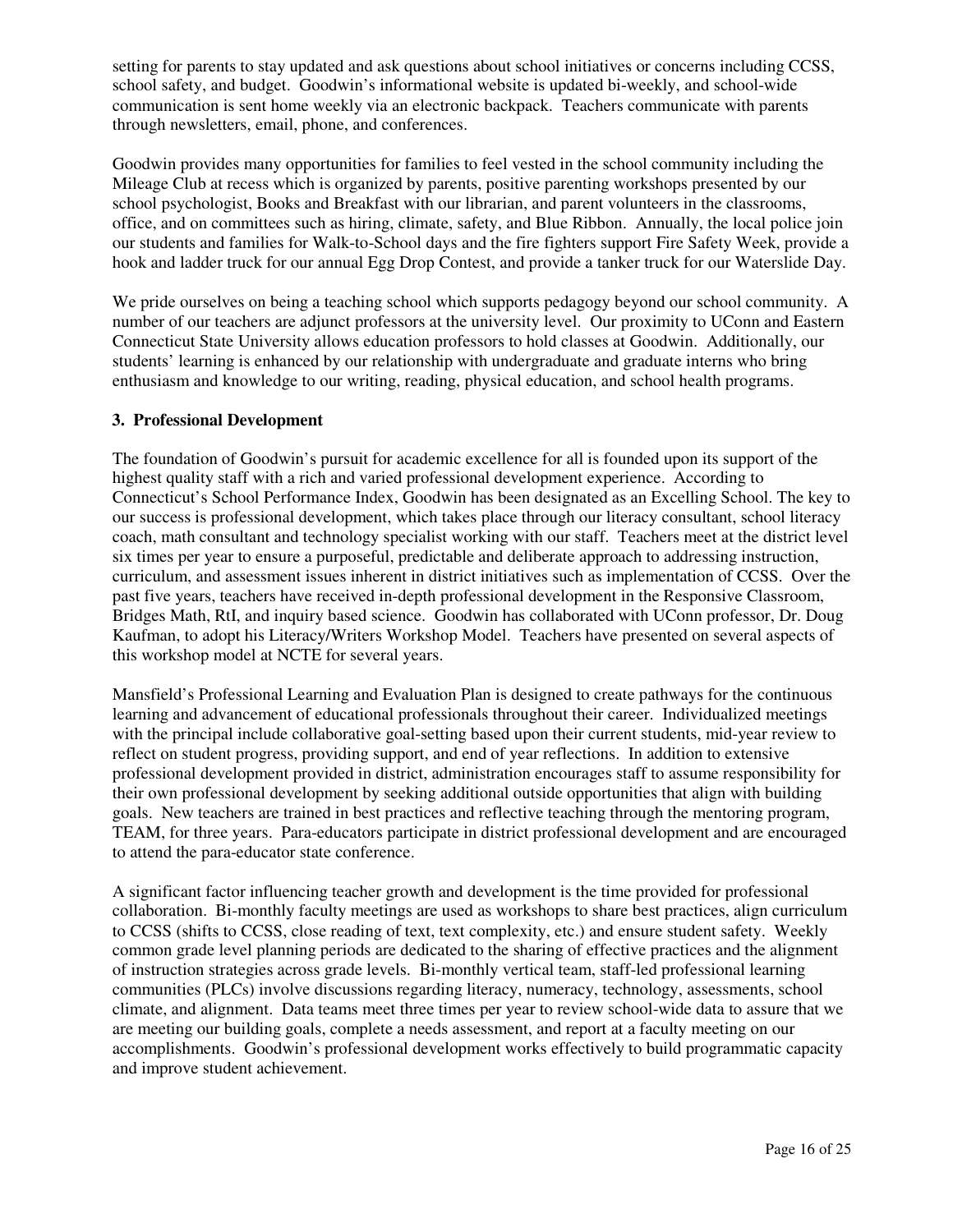setting for parents to stay updated and ask questions about school initiatives or concerns including CCSS, school safety, and budget. Goodwin's informational website is updated bi-weekly, and school-wide communication is sent home weekly via an electronic backpack. Teachers communicate with parents through newsletters, email, phone, and conferences.

Goodwin provides many opportunities for families to feel vested in the school community including the Mileage Club at recess which is organized by parents, positive parenting workshops presented by our school psychologist, Books and Breakfast with our librarian, and parent volunteers in the classrooms, office, and on committees such as hiring, climate, safety, and Blue Ribbon. Annually, the local police join our students and families for Walk-to-School days and the fire fighters support Fire Safety Week, provide a hook and ladder truck for our annual Egg Drop Contest, and provide a tanker truck for our Waterslide Day.

We pride ourselves on being a teaching school which supports pedagogy beyond our school community. A number of our teachers are adjunct professors at the university level. Our proximity to UConn and Eastern Connecticut State University allows education professors to hold classes at Goodwin. Additionally, our students' learning is enhanced by our relationship with undergraduate and graduate interns who bring enthusiasm and knowledge to our writing, reading, physical education, and school health programs.

### 3. Professional Development

The foundation of Goodwin's pursuit for academic excellence for all is founded upon its support of the highest quality staff with a rich and varied professional development experience. According to Connecticut's School Performance Index, Goodwin has been designated as an Excelling School. The key to our success is professional development, which takes place through our literacy consultant, school literacy coach, math consultant and technology specialist working with our staff. Teachers meet at the district level six times per year to ensure a purposeful, predictable and deliberate approach to addressing instruction, curriculum, and assessment issues inherent in district initiatives such as implementation of CCSS. Over the past five years, teachers have received in-depth professional development in the Responsive Classroom, Bridges Math, RtI, and inquiry based science. Goodwin has collaborated with UConn professor, Dr. Doug Kaufman, to adopt his Literacy/Writers Workshop Model. Teachers have presented on several aspects of this workshop model at NCTE for several years.

Mansfield's Professional Learning and Evaluation Plan is designed to create pathways for the continuous learning and advancement of educational professionals throughout their career. Individualized meetings with the principal include collaborative goal-setting based upon their current students, mid-year review to reflect on student progress, providing support, and end of year reflections. In addition to extensive professional development provided in district, administration encourages staff to assume responsibility for their own professional development by seeking additional outside opportunities that align with building goals. New teachers are trained in best practices and reflective teaching through the mentoring program, TEAM, for three years. Para-educators participate in district professional development and are encouraged to attend the para-educator state conference.

A significant factor influencing teacher growth and development is the time provided for professional collaboration. Bi-monthly faculty meetings are used as workshops to share best practices, align curriculum to CCSS (shifts to CCSS, close reading of text, text complexity, etc.) and ensure student safety. Weekly common grade level planning periods are dedicated to the sharing of effective practices and the alignment of instruction strategies across grade levels. Bi-monthly vertical team, staff-led professional learning communities (PLCs) involve discussions regarding literacy, numeracy, technology, assessments, school climate, and alignment. Data teams meet three times per year to review school-wide data to assure that we are meeting our building goals, complete a needs assessment, and report at a faculty meeting on our accomplishments. Goodwin's professional development works effectively to build programmatic capacity and improve student achievement.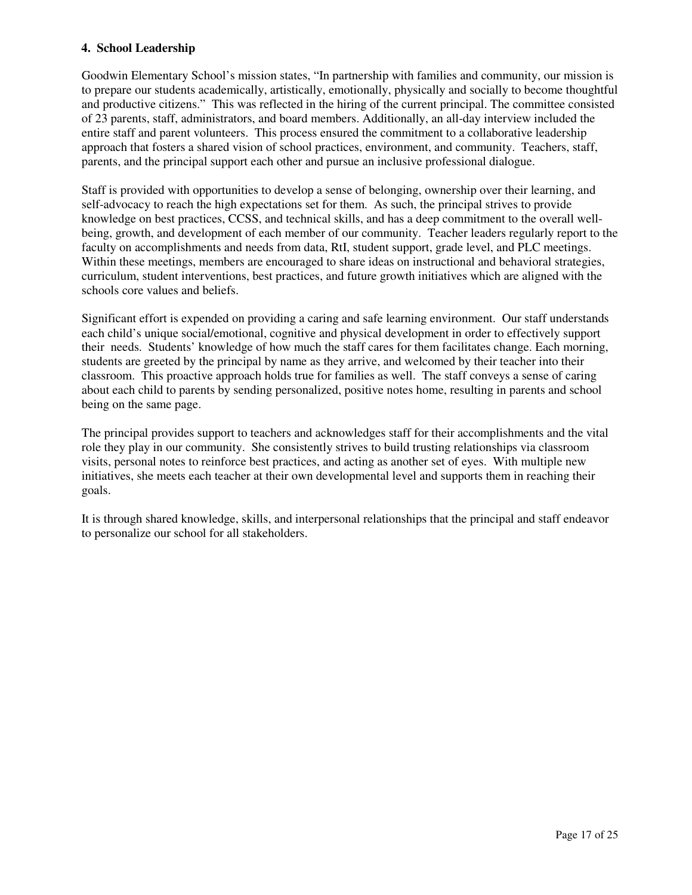**4. School Leadership**

Goodwin Elementary School's mission states, "In partnership with families and community, our mission is to prepare our students academically, artistically, emotionally, physically and socially to become thoughtful and productive citizens." This was reflected in the hiring of the current principal. The committee consisted of 23 parents, staff, administrators, and board members. Additionally, an all-day interview included the entire staff and parent volunteers. This process ensured the commitment to a collaborative leadership approach that fosters a shared vision of school practices, environment, and community. Teachers, staff, parents, and the principal support each other and pursue an inclusive professional dialogue.

Staff is provided with opportunities to develop a sense of belonging, ownership over their learning, and self-advocacy to reach the high expectations set for them. As such, the principal strives to provide knowledge on best practices, CCSS, and technical skills, and has a deep commitment to the overall well-being, growth, and development of each member of our community. Teacher leaders regularly report to the faculty on accomplishments and needs from data, RtI, student support, grade level, and PLC meetings. Within these meetings, members are encouraged to share ideas on instructional and behavioral strategies, curriculum, student interventions, best practices, and future growth initiatives which are aligned with the schools core values and beliefs.

Significant effort is expended on providing a caring and safe learning environment. Our staff understands each child's unique social/emotional, cognitive and physical development in order to effectively support their needs. Students' knowledge of how much the staff cares for them facilitates change. Each morning, students are greeted by the principal by name as they arrive, and welcomed by their teacher into their classroom. This proactive approach holds true for families as well. The staff conveys a sense of caring about each child to parents by sending personalized, positive notes home, resulting in parents and school being on the same page.

The principal provides support to teachers and acknowledges staff for their accomplishments and the vital role they play in our community. She consistently strives to build trusting relationships via classroom visits, personal notes to reinforce best practices, and acting as another set of eyes. With multiple new initiatives, she meets each teacher at their own developmental level and supports them in reaching their goals.

It is through shared knowledge, skills, and interpersonal relationships that the principal and staff endeavor to personalize our school for all stakeholders.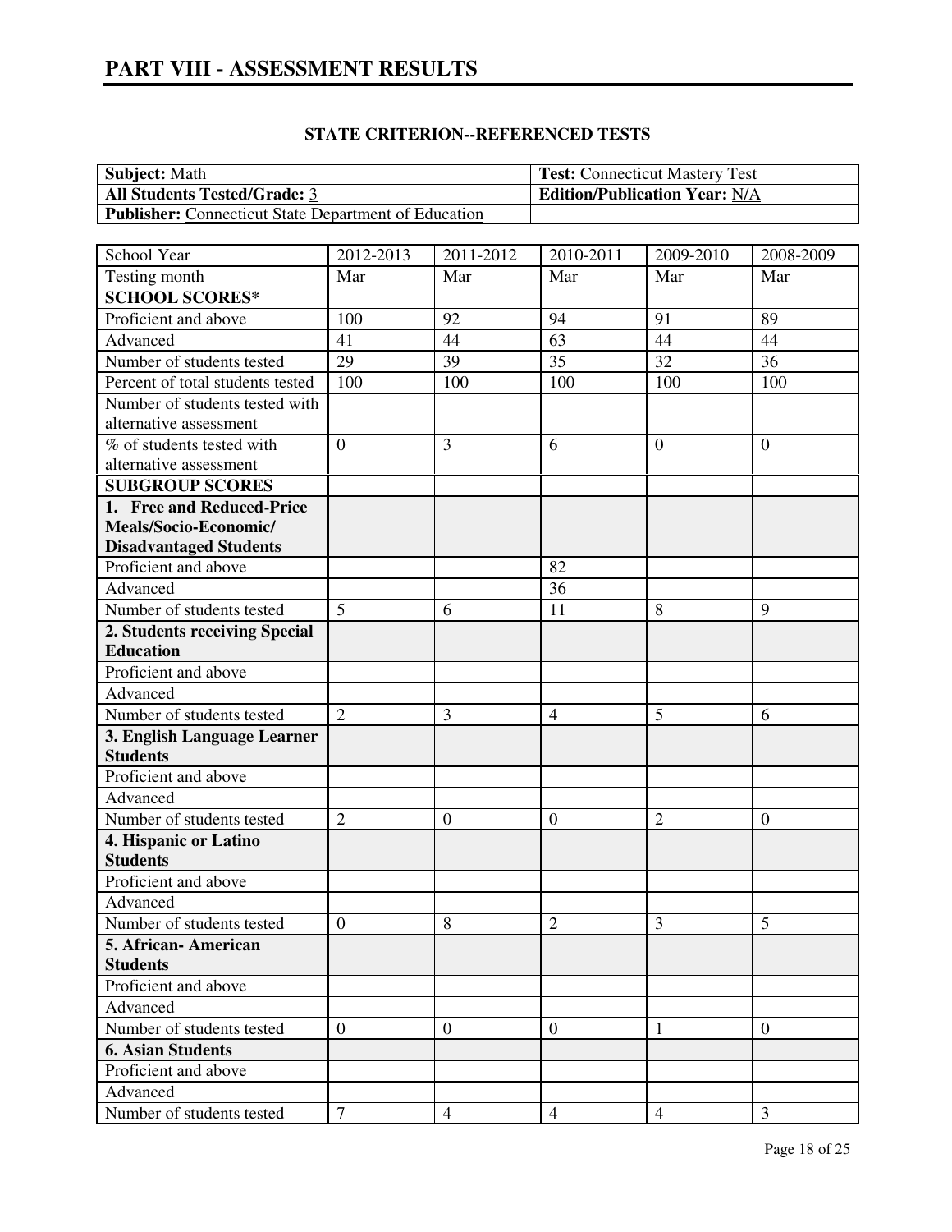# PART VIII - ASSESSMENT RESULTS

## STATE CRITERION--REFERENCED TESTS

| **Subject:** Math | **Test:** Connecticut Mastery Test |
|---|---|
| **All Students Tested/Grade:** 3 | **Edition/Publication Year:** N/A |
| **Publisher:** Connecticut State Department of Education | |

| School Year | 2012-2013 | 2011-2012 | 2010-2011 | 2009-2010 | 2008-2009 |
|---|---|---|---|---|---|
| Testing month | Mar | Mar | Mar | Mar | Mar |
| **SCHOOL SCORES*** | | | | | |
| Proficient and above | 100 | 92 | 94 | 91 | 89 |
| Advanced | 41 | 44 | 63 | 44 | 44 |
| Number of students tested | 29 | 39 | 35 | 32 | 36 |
| Percent of total students tested | 100 | 100 | 100 | 100 | 100 |
| Number of students tested with alternative assessment | | | | | |
| % of students tested with alternative assessment | 0 | 3 | 6 | 0 | 0 |
| **SUBGROUP SCORES** | | | | | |
| **1. Free and Reduced-Price Meals/Socio-Economic/ Disadvantaged Students** | | | | | |
| Proficient and above | | | 82 | | |
| Advanced | | | 36 | | |
| Number of students tested | 5 | 6 | 11 | 8 | 9 |
| **2. Students receiving Special Education** | | | | | |
| Proficient and above | | | | | |
| Advanced | | | | | |
| Number of students tested | 2 | 3 | 4 | 5 | 6 |
| **3. English Language Learner Students** | | | | | |
| Proficient and above | | | | | |
| Advanced | | | | | |
| Number of students tested | 2 | 0 | 0 | 2 | 0 |
| **4. Hispanic or Latino Students** | | | | | |
| Proficient and above | | | | | |
| Advanced | | | | | |
| Number of students tested | 0 | 8 | 2 | 3 | 5 |
| **5. African- American Students** | | | | | |
| Proficient and above | | | | | |
| Advanced | | | | | |
| Number of students tested | 0 | 0 | 0 | 1 | 0 |
| **6. Asian Students** | | | | | |
| Proficient and above | | | | | |
| Advanced | | | | | |
| Number of students tested | 7 | 4 | 4 | 4 | 3 |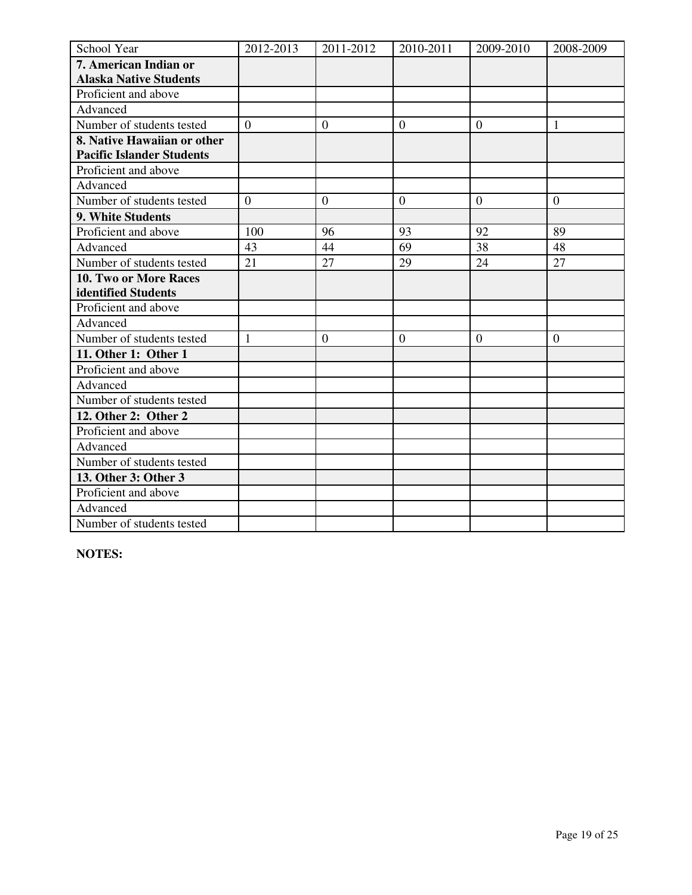| School Year | 2012-2013 | 2011-2012 | 2010-2011 | 2009-2010 | 2008-2009 |
|---|---|---|---|---|---|
| **7. American Indian or Alaska Native Students** | | | | | |
| Proficient and above | | | | | |
| Advanced | | | | | |
| Number of students tested | 0 | 0 | 0 | 0 | 1 |
| **8. Native Hawaiian or other Pacific Islander Students** | | | | | |
| Proficient and above | | | | | |
| Advanced | | | | | |
| Number of students tested | 0 | 0 | 0 | 0 | 0 |
| **9. White Students** | | | | | |
| Proficient and above | 100 | 96 | 93 | 92 | 89 |
| Advanced | 43 | 44 | 69 | 38 | 48 |
| Number of students tested | 21 | 27 | 29 | 24 | 27 |
| **10. Two or More Races identified Students** | | | | | |
| Proficient and above | | | | | |
| Advanced | | | | | |
| Number of students tested | 1 | 0 | 0 | 0 | 0 |
| **11. Other 1: Other 1** | | | | | |
| Proficient and above | | | | | |
| Advanced | | | | | |
| Number of students tested | | | | | |
| **12. Other 2: Other 2** | | | | | |
| Proficient and above | | | | | |
| Advanced | | | | | |
| Number of students tested | | | | | |
| **13. Other 3: Other 3** | | | | | |
| Proficient and above | | | | | |
| Advanced | | | | | |
| Number of students tested | | | | | |

**NOTES:**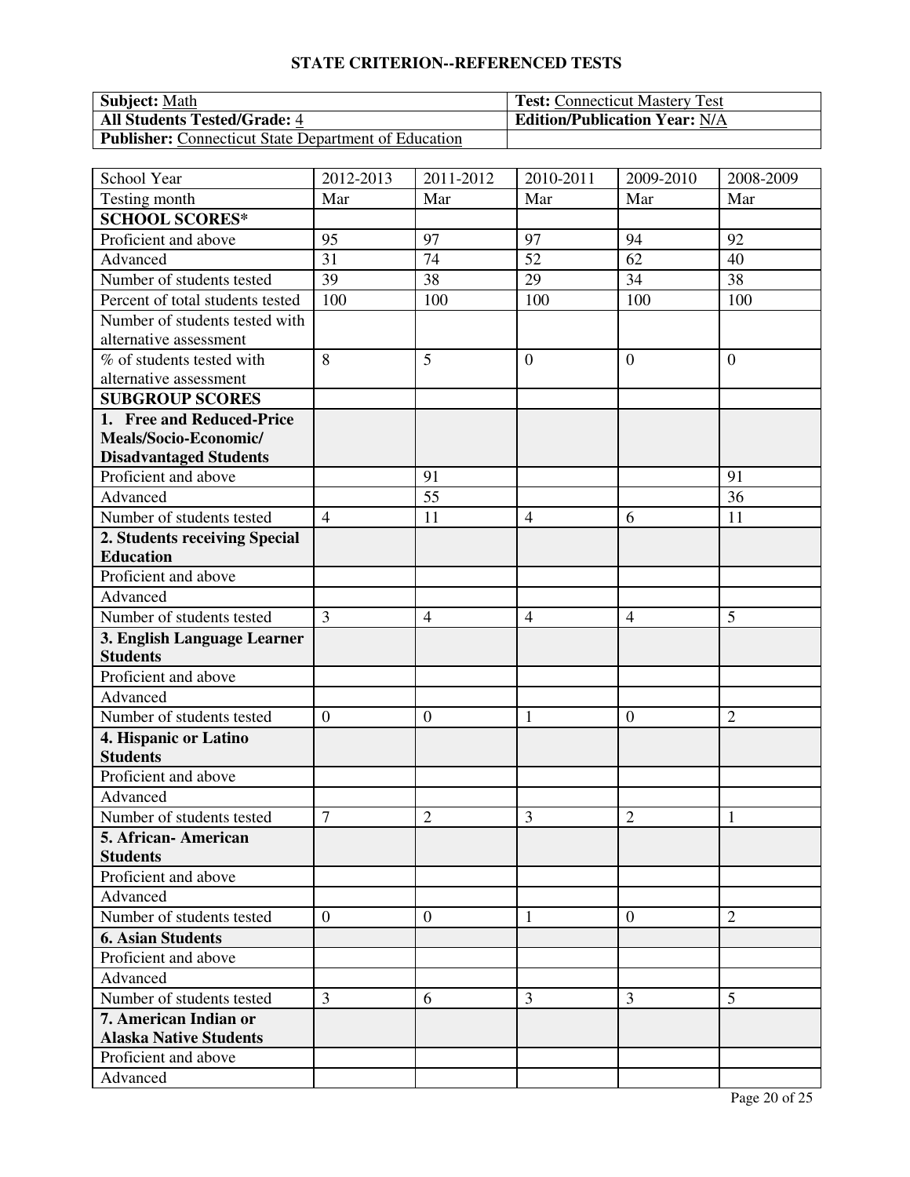## STATE CRITERION--REFERENCED TESTS

| **Subject:** Math | **Test:** Connecticut Mastery Test |
|---|---|
| **All Students Tested/Grade:** 4 | **Edition/Publication Year:** N/A |
| **Publisher:** Connecticut State Department of Education | |

| School Year | 2012-2013 | 2011-2012 | 2010-2011 | 2009-2010 | 2008-2009 |
|---|---|---|---|---|---|
| Testing month | Mar | Mar | Mar | Mar | Mar |
| **SCHOOL SCORES*** | | | | | |
| Proficient and above | 95 | 97 | 97 | 94 | 92 |
| Advanced | 31 | 74 | 52 | 62 | 40 |
| Number of students tested | 39 | 38 | 29 | 34 | 38 |
| Percent of total students tested | 100 | 100 | 100 | 100 | 100 |
| Number of students tested with alternative assessment | | | | | |
| % of students tested with alternative assessment | 8 | 5 | 0 | 0 | 0 |
| **SUBGROUP SCORES** | | | | | |
| **1. Free and Reduced-Price Meals/Socio-Economic/ Disadvantaged Students** | | | | | |
| Proficient and above | | 91 | | | 91 |
| Advanced | | 55 | | | 36 |
| Number of students tested | 4 | 11 | 4 | 6 | 11 |
| **2. Students receiving Special Education** | | | | | |
| Proficient and above | | | | | |
| Advanced | | | | | |
| Number of students tested | 3 | 4 | 4 | 4 | 5 |
| **3. English Language Learner Students** | | | | | |
| Proficient and above | | | | | |
| Advanced | | | | | |
| Number of students tested | 0 | 0 | 1 | 0 | 2 |
| **4. Hispanic or Latino Students** | | | | | |
| Proficient and above | | | | | |
| Advanced | | | | | |
| Number of students tested | 7 | 2 | 3 | 2 | 1 |
| **5. African- American Students** | | | | | |
| Proficient and above | | | | | |
| Advanced | | | | | |
| Number of students tested | 0 | 0 | 1 | 0 | 2 |
| **6. Asian Students** | | | | | |
| Proficient and above | | | | | |
| Advanced | | | | | |
| Number of students tested | 3 | 6 | 3 | 3 | 5 |
| **7. American Indian or Alaska Native Students** | | | | | |
| Proficient and above | | | | | |
| Advanced | | | | | |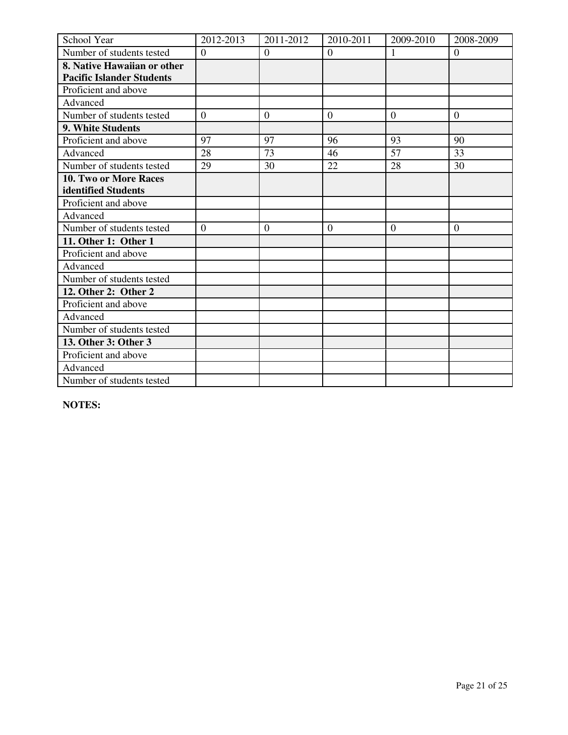| School Year | 2012-2013 | 2011-2012 | 2010-2011 | 2009-2010 | 2008-2009 |
| --- | --- | --- | --- | --- | --- |
| Number of students tested | 0 | 0 | 0 | 1 | 0 |
| **8. Native Hawaiian or other Pacific Islander Students** | | | | | |
| Proficient and above | | | | | |
| Advanced | | | | | |
| Number of students tested | 0 | 0 | 0 | 0 | 0 |
| **9. White Students** | | | | | |
| Proficient and above | 97 | 97 | 96 | 93 | 90 |
| Advanced | 28 | 73 | 46 | 57 | 33 |
| Number of students tested | 29 | 30 | 22 | 28 | 30 |
| **10. Two or More Races identified Students** | | | | | |
| Proficient and above | | | | | |
| Advanced | | | | | |
| Number of students tested | 0 | 0 | 0 | 0 | 0 |
| **11. Other 1: Other 1** | | | | | |
| Proficient and above | | | | | |
| Advanced | | | | | |
| Number of students tested | | | | | |
| **12. Other 2: Other 2** | | | | | |
| Proficient and above | | | | | |
| Advanced | | | | | |
| Number of students tested | | | | | |
| **13. Other 3: Other 3** | | | | | |
| Proficient and above | | | | | |
| Advanced | | | | | |
| Number of students tested | | | | | |

**NOTES:**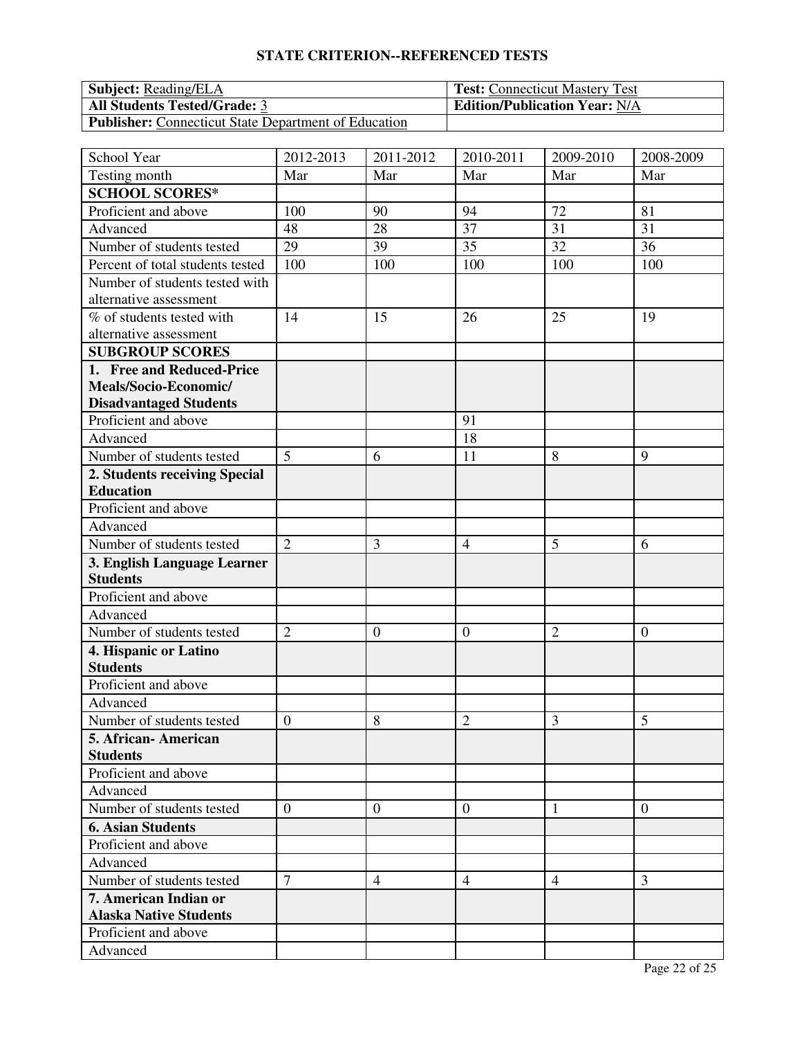## STATE CRITERION--REFERENCED TESTS

| **Subject:** Reading/ELA | **Test:** Connecticut Mastery Test |
|---|---|
| **All Students Tested/Grade:** 3 | **Edition/Publication Year:** N/A |
| **Publisher:** Connecticut State Department of Education | |

| School Year | 2012-2013 | 2011-2012 | 2010-2011 | 2009-2010 | 2008-2009 |
|---|---|---|---|---|---|
| Testing month | Mar | Mar | Mar | Mar | Mar |
| **SCHOOL SCORES*** | | | | | |
| Proficient and above | 100 | 90 | 94 | 72 | 81 |
| Advanced | 48 | 28 | 37 | 31 | 31 |
| Number of students tested | 29 | 39 | 35 | 32 | 36 |
| Percent of total students tested | 100 | 100 | 100 | 100 | 100 |
| Number of students tested with alternative assessment | | | | | |
| % of students tested with alternative assessment | 14 | 15 | 26 | 25 | 19 |
| **SUBGROUP SCORES** | | | | | |
| **1. Free and Reduced-Price Meals/Socio-Economic/ Disadvantaged Students** | | | | | |
| Proficient and above | | | 91 | | |
| Advanced | | | 18 | | |
| Number of students tested | 5 | 6 | 11 | 8 | 9 |
| **2. Students receiving Special Education** | | | | | |
| Proficient and above | | | | | |
| Advanced | | | | | |
| Number of students tested | 2 | 3 | 4 | 5 | 6 |
| **3. English Language Learner Students** | | | | | |
| Proficient and above | | | | | |
| Advanced | | | | | |
| Number of students tested | 2 | 0 | 0 | 2 | 0 |
| **4. Hispanic or Latino Students** | | | | | |
| Proficient and above | | | | | |
| Advanced | | | | | |
| Number of students tested | 0 | 8 | 2 | 3 | 5 |
| **5. African- American Students** | | | | | |
| Proficient and above | | | | | |
| Advanced | | | | | |
| Number of students tested | 0 | 0 | 0 | 1 | 0 |
| **6. Asian Students** | | | | | |
| Proficient and above | | | | | |
| Advanced | | | | | |
| Number of students tested | 7 | 4 | 4 | 4 | 3 |
| **7. American Indian or Alaska Native Students** | | | | | |
| Proficient and above | | | | | |
| Advanced | | | | | |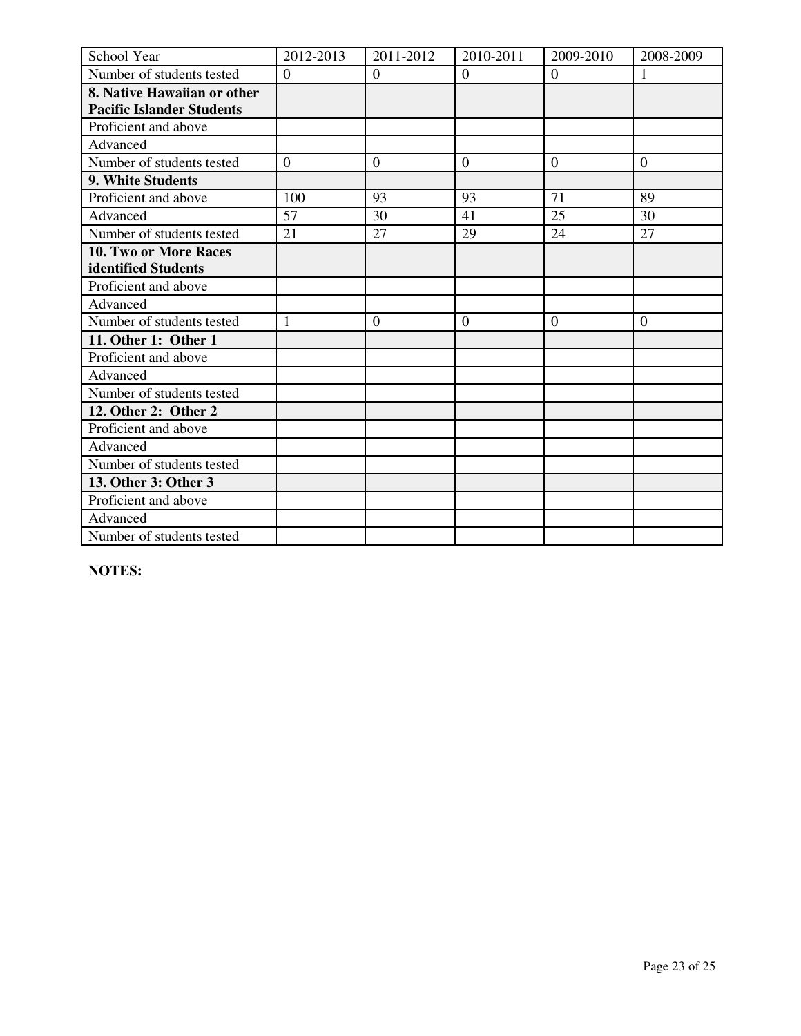| School Year | 2012-2013 | 2011-2012 | 2010-2011 | 2009-2010 | 2008-2009 |
|---|---|---|---|---|---|
| Number of students tested | 0 | 0 | 0 | 0 | 1 |
| **8. Native Hawaiian or other Pacific Islander Students** | | | | | |
| Proficient and above | | | | | |
| Advanced | | | | | |
| Number of students tested | 0 | 0 | 0 | 0 | 0 |
| **9. White Students** | | | | | |
| Proficient and above | 100 | 93 | 93 | 71 | 89 |
| Advanced | 57 | 30 | 41 | 25 | 30 |
| Number of students tested | 21 | 27 | 29 | 24 | 27 |
| **10. Two or More Races identified Students** | | | | | |
| Proficient and above | | | | | |
| Advanced | | | | | |
| Number of students tested | 1 | 0 | 0 | 0 | 0 |
| **11. Other 1: Other 1** | | | | | |
| Proficient and above | | | | | |
| Advanced | | | | | |
| Number of students tested | | | | | |
| **12. Other 2: Other 2** | | | | | |
| Proficient and above | | | | | |
| Advanced | | | | | |
| Number of students tested | | | | | |
| **13. Other 3: Other 3** | | | | | |
| Proficient and above | | | | | |
| Advanced | | | | | |
| Number of students tested | | | | | |

**NOTES:**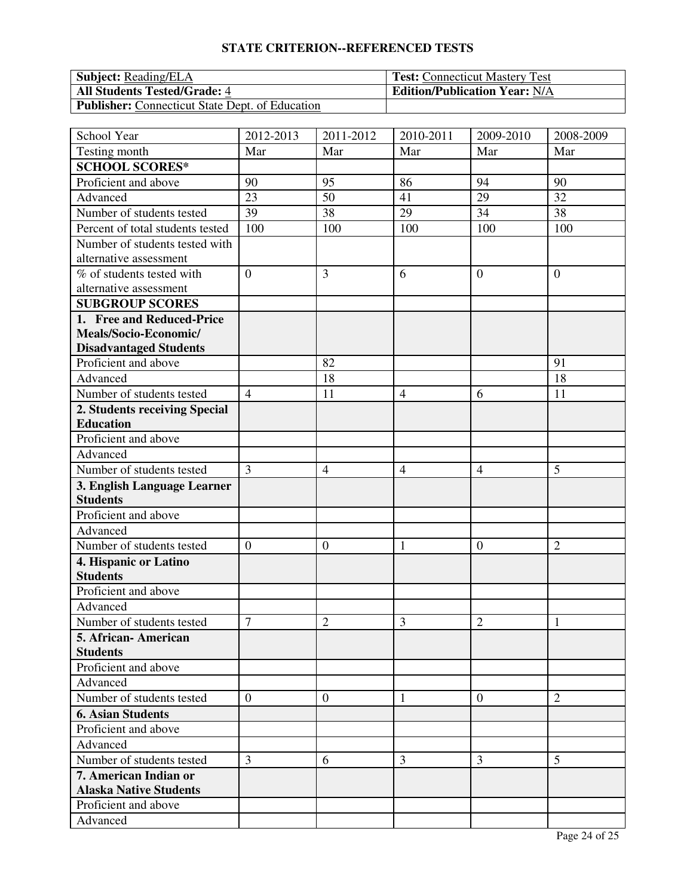## STATE CRITERION--REFERENCED TESTS

| **Subject:** Reading/ELA | **Test:** Connecticut Mastery Test |
|---|---|
| **All Students Tested/Grade:** 4 | **Edition/Publication Year:** N/A |
| **Publisher:** Connecticut State Dept. of Education | |

| School Year | 2012-2013 | 2011-2012 | 2010-2011 | 2009-2010 | 2008-2009 |
|---|---|---|---|---|---|
| Testing month | Mar | Mar | Mar | Mar | Mar |
| **SCHOOL SCORES*** | | | | | |
| Proficient and above | 90 | 95 | 86 | 94 | 90 |
| Advanced | 23 | 50 | 41 | 29 | 32 |
| Number of students tested | 39 | 38 | 29 | 34 | 38 |
| Percent of total students tested | 100 | 100 | 100 | 100 | 100 |
| Number of students tested with alternative assessment | | | | | |
| % of students tested with alternative assessment | 0 | 3 | 6 | 0 | 0 |
| **SUBGROUP SCORES** | | | | | |
| **1. Free and Reduced-Price Meals/Socio-Economic/ Disadvantaged Students** | | | | | |
| Proficient and above | | 82 | | | 91 |
| Advanced | | 18 | | | 18 |
| Number of students tested | 4 | 11 | 4 | 6 | 11 |
| **2. Students receiving Special Education** | | | | | |
| Proficient and above | | | | | |
| Advanced | | | | | |
| Number of students tested | 3 | 4 | 4 | 4 | 5 |
| **3. English Language Learner Students** | | | | | |
| Proficient and above | | | | | |
| Advanced | | | | | |
| Number of students tested | 0 | 0 | 1 | 0 | 2 |
| **4. Hispanic or Latino Students** | | | | | |
| Proficient and above | | | | | |
| Advanced | | | | | |
| Number of students tested | 7 | 2 | 3 | 2 | 1 |
| **5. African- American Students** | | | | | |
| Proficient and above | | | | | |
| Advanced | | | | | |
| Number of students tested | 0 | 0 | 1 | 0 | 2 |
| **6. Asian Students** | | | | | |
| Proficient and above | | | | | |
| Advanced | | | | | |
| Number of students tested | 3 | 6 | 3 | 3 | 5 |
| **7. American Indian or Alaska Native Students** | | | | | |
| Proficient and above | | | | | |
| Advanced | | | | | |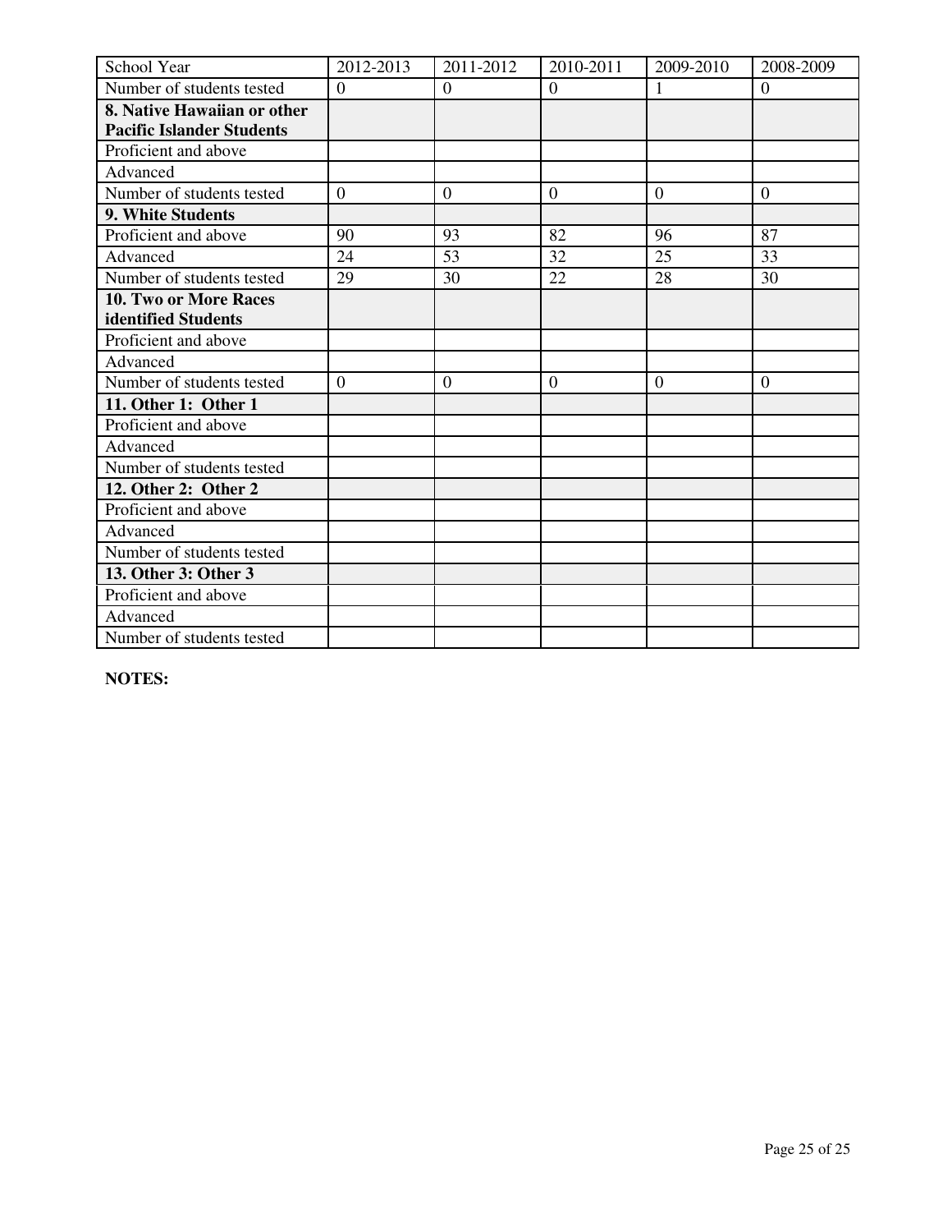| School Year | 2012-2013 | 2011-2012 | 2010-2011 | 2009-2010 | 2008-2009 |
|---|---|---|---|---|---|
| Number of students tested | 0 | 0 | 0 | 1 | 0 |
| **8. Native Hawaiian or other Pacific Islander Students** | | | | | |
| Proficient and above | | | | | |
| Advanced | | | | | |
| Number of students tested | 0 | 0 | 0 | 0 | 0 |
| **9. White Students** | | | | | |
| Proficient and above | 90 | 93 | 82 | 96 | 87 |
| Advanced | 24 | 53 | 32 | 25 | 33 |
| Number of students tested | 29 | 30 | 22 | 28 | 30 |
| **10. Two or More Races identified Students** | | | | | |
| Proficient and above | | | | | |
| Advanced | | | | | |
| Number of students tested | 0 | 0 | 0 | 0 | 0 |
| **11. Other 1: Other 1** | | | | | |
| Proficient and above | | | | | |
| Advanced | | | | | |
| Number of students tested | | | | | |
| **12. Other 2: Other 2** | | | | | |
| Proficient and above | | | | | |
| Advanced | | | | | |
| Number of students tested | | | | | |
| **13. Other 3: Other 3** | | | | | |
| Proficient and above | | | | | |
| Advanced | | | | | |
| Number of students tested | | | | | |

**NOTES:**